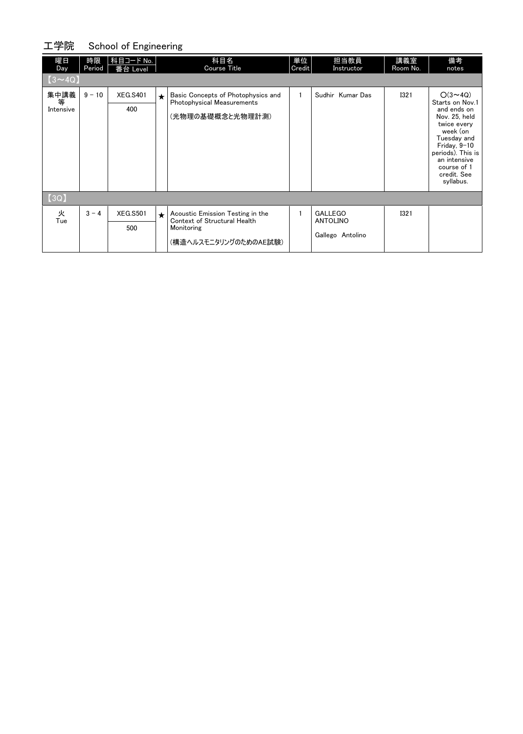# 工学院　School of Engineering

| 曜日 Day | 時限 Period | 科目コード No. 番台 Level | | 科目名 Course Title | 単位 Credit | 担当教員 Instructor | 講義室 Room No. | 備考 notes |
|---|---|---|---|---|---|---|---|---|
| 【3～4Q】 | | | | | | | | |
| 集中講義等 Intensive | 9 － 10 | XEG.S401<br>400 | ★ | Basic Concepts of Photophysics and Photophysical Measurements<br>（光物理の基礎概念と光物理計測） | 1 | Sudhir Kumar Das | I321 | ○(3～4Q) Starts on Nov.1 and ends on Nov. 25, held twice every week (on Tuesday and Friday, 9-10 periods). This is an intensive course of 1 credit. See syllabus. |
| 【3Q】 | | | | | | | | |
| 火 Tue | 3 － 4 | XEG.S501<br>500 | ★ | Acoustic Emission Testing in the Context of Structural Health Monitoring<br>（構造ヘルスモニタリングのためのAE試験） | 1 | GALLEGO ANTOLINO<br>Gallego Antolino | I321 | |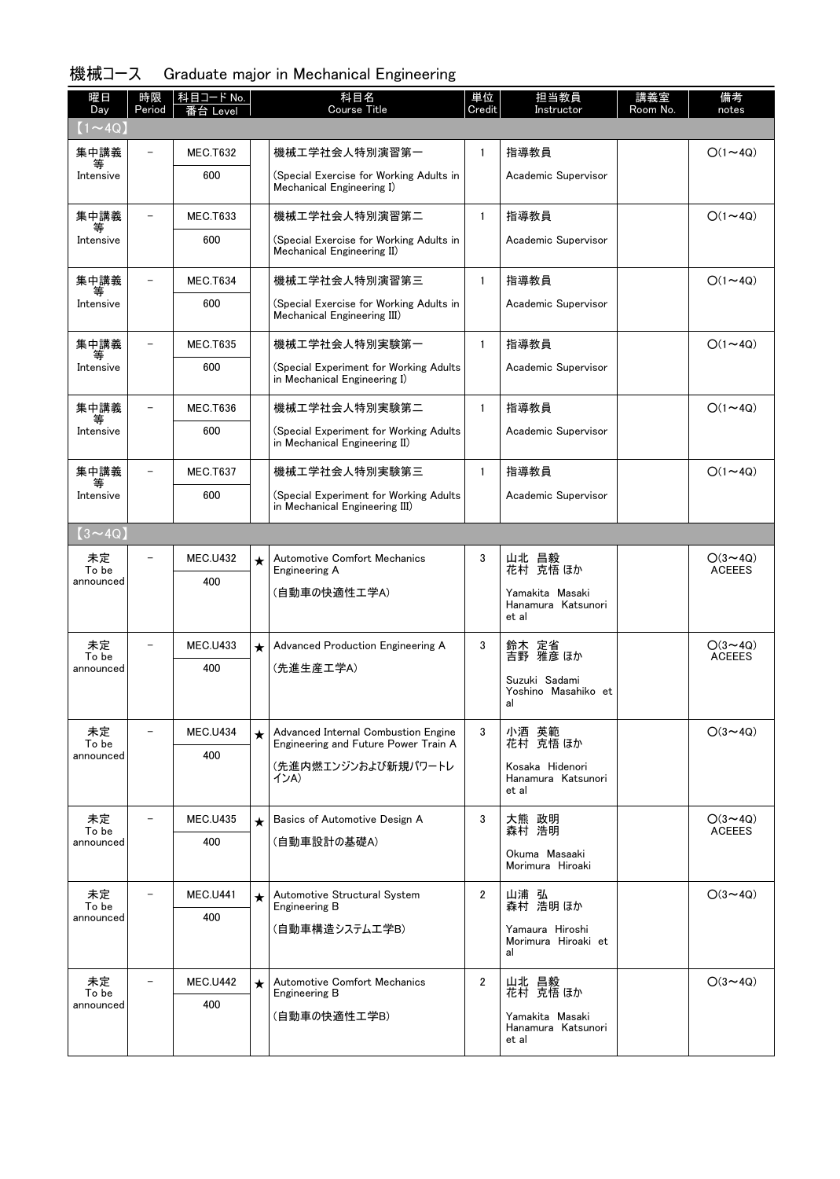## 機械コース　Graduate major in Mechanical Engineering

| 曜日 Day | 時限 Period | 科目コード No. 番台 Level | | 科目名 Course Title | 単位 Credit | 担当教員 Instructor | 講義室 Room No. | 備考 notes |
|---|---|---|---|---|---|---|---|---|
| 【1～4Q】 | | | | | | | | |
| 集中講義等 Intensive | － | MEC.T632 600 | | 機械工学社会人特別演習第一 (Special Exercise for Working Adults in Mechanical Engineering I) | 1 | 指導教員 Academic Supervisor | | ○(1～4Q) |
| 集中講義等 Intensive | － | MEC.T633 600 | | 機械工学社会人特別演習第二 (Special Exercise for Working Adults in Mechanical Engineering II) | 1 | 指導教員 Academic Supervisor | | ○(1～4Q) |
| 集中講義等 Intensive | － | MEC.T634 600 | | 機械工学社会人特別演習第三 (Special Exercise for Working Adults in Mechanical Engineering III) | 1 | 指導教員 Academic Supervisor | | ○(1～4Q) |
| 集中講義等 Intensive | － | MEC.T635 600 | | 機械工学社会人特別実験第一 (Special Experiment for Working Adults in Mechanical Engineering I) | 1 | 指導教員 Academic Supervisor | | ○(1～4Q) |
| 集中講義等 Intensive | － | MEC.T636 600 | | 機械工学社会人特別実験第二 (Special Experiment for Working Adults in Mechanical Engineering II) | 1 | 指導教員 Academic Supervisor | | ○(1～4Q) |
| 集中講義等 Intensive | － | MEC.T637 600 | | 機械工学社会人特別実験第三 (Special Experiment for Working Adults in Mechanical Engineering III) | 1 | 指導教員 Academic Supervisor | | ○(1～4Q) |
| 【3～4Q】 | | | | | | | | |
| 未定 To be announced | － | MEC.U432 400 | ★ | Automotive Comfort Mechanics Engineering A (自動車の快適性工学A) | 3 | 山北 昌毅 花村 克悟 ほか Yamakita Masaki Hanamura Katsunori et al | | ○(3～4Q) ACEEES |
| 未定 To be announced | － | MEC.U433 400 | ★ | Advanced Production Engineering A (先進生産工学A) | 3 | 鈴木 定省 吉野 雅彦 ほか Suzuki Sadami Yoshino Masahiko et al | | ○(3～4Q) ACEEES |
| 未定 To be announced | － | MEC.U434 400 | ★ | Advanced Internal Combustion Engine Engineering and Future Power Train A (先進内燃エンジンおよび新規パワートレインA) | 3 | 小酒 英範 花村 克悟 ほか Kosaka Hidenori Hanamura Katsunori et al | | ○(3～4Q) |
| 未定 To be announced | － | MEC.U435 400 | ★ | Basics of Automotive Design A (自動車設計の基礎A) | 3 | 大熊 政明 森村 浩明 Okuma Masaaki Morimura Hiroaki | | ○(3～4Q) ACEEES |
| 未定 To be announced | － | MEC.U441 400 | ★ | Automotive Structural System Engineering B (自動車構造システム工学B) | 2 | 山浦 弘 森村 浩明 ほか Yamaura Hiroshi Morimura Hiroaki et al | | ○(3～4Q) |
| 未定 To be announced | － | MEC.U442 400 | ★ | Automotive Comfort Mechanics Engineering B (自動車の快適性工学B) | 2 | 山北 昌毅 花村 克悟 ほか Yamakita Masaki Hanamura Katsunori et al | | ○(3～4Q) |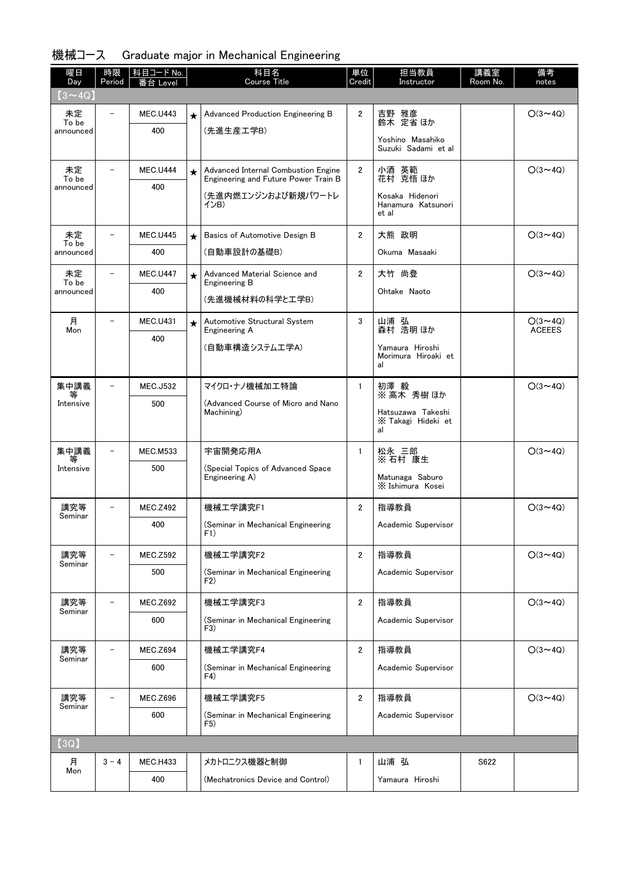## 機械コース　Graduate major in Mechanical Engineering

| 曜日 Day | 時限 Period | 科目コード No. 番台 Level | | 科目名 Course Title | 単位 Credit | 担当教員 Instructor | 講義室 Room No. | 備考 notes |
|---|---|---|---|---|---|---|---|---|
| 【3～4Q】 | | | | | | | | |
| 未定 To be announced | － | MEC.U443 400 | ★ | Advanced Production Engineering B (先進生産工学B) | 2 | 吉野 雅彦 鈴木 定省 ほか Yoshino Masahiko Suzuki Sadami et al | | ○(3～4Q) |
| 未定 To be announced | － | MEC.U444 400 | ★ | Advanced Internal Combustion Engine Engineering and Future Power Train B (先進内燃エンジンおよび新規パワートレインB) | 2 | 小酒 英範 花村 克悟 ほか Kosaka Hidenori Hanamura Katsunori et al | | ○(3～4Q) |
| 未定 To be announced | － | MEC.U445 400 | ★ | Basics of Automotive Design B (自動車設計の基礎B) | 2 | 大熊 政明 Okuma Masaaki | | ○(3～4Q) |
| 未定 To be announced | － | MEC.U447 400 | ★ | Advanced Material Science and Engineering B (先進機械材料の科学と工学B) | 2 | 大竹 尚登 Ohtake Naoto | | ○(3～4Q) |
| 月 Mon | － | MEC.U431 400 | ★ | Automotive Structural System Engineering A (自動車構造システム工学A) | 3 | 山浦 弘 森村 浩明 ほか Yamaura Hiroshi Morimura Hiroaki et al | | ○(3～4Q) ACEEES |
| 集中講義等 Intensive | － | MEC.J532 500 | | マイクロ・ナノ機械加工特論 (Advanced Course of Micro and Nano Machining) | 1 | 初澤 毅 ※ 高木 秀樹 ほか Hatsuzawa Takeshi ※ Takagi Hideki et al | | ○(3～4Q) |
| 集中講義等 Intensive | － | MEC.M533 500 | | 宇宙開発応用A (Special Topics of Advanced Space Engineering A) | 1 | 松永 三郎 ※ 石村 康生 Matunaga Saburo ※ Ishimura Kosei | | ○(3～4Q) |
| 講究等 Seminar | － | MEC.Z492 400 | | 機械工学講究F1 (Seminar in Mechanical Engineering F1) | 2 | 指導教員 Academic Supervisor | | ○(3～4Q) |
| 講究等 Seminar | － | MEC.Z592 500 | | 機械工学講究F2 (Seminar in Mechanical Engineering F2) | 2 | 指導教員 Academic Supervisor | | ○(3～4Q) |
| 講究等 Seminar | － | MEC.Z692 600 | | 機械工学講究F3 (Seminar in Mechanical Engineering F3) | 2 | 指導教員 Academic Supervisor | | ○(3～4Q) |
| 講究等 Seminar | － | MEC.Z694 600 | | 機械工学講究F4 (Seminar in Mechanical Engineering F4) | 2 | 指導教員 Academic Supervisor | | ○(3～4Q) |
| 講究等 Seminar | － | MEC.Z696 600 | | 機械工学講究F5 (Seminar in Mechanical Engineering F5) | 2 | 指導教員 Academic Supervisor | | ○(3～4Q) |
| 【3Q】 | | | | | | | | |
| 月 Mon | 3－4 | MEC.H433 400 | | メカトロニクス機器と制御 (Mechatronics Device and Control) | 1 | 山浦 弘 Yamaura Hiroshi | S622 | |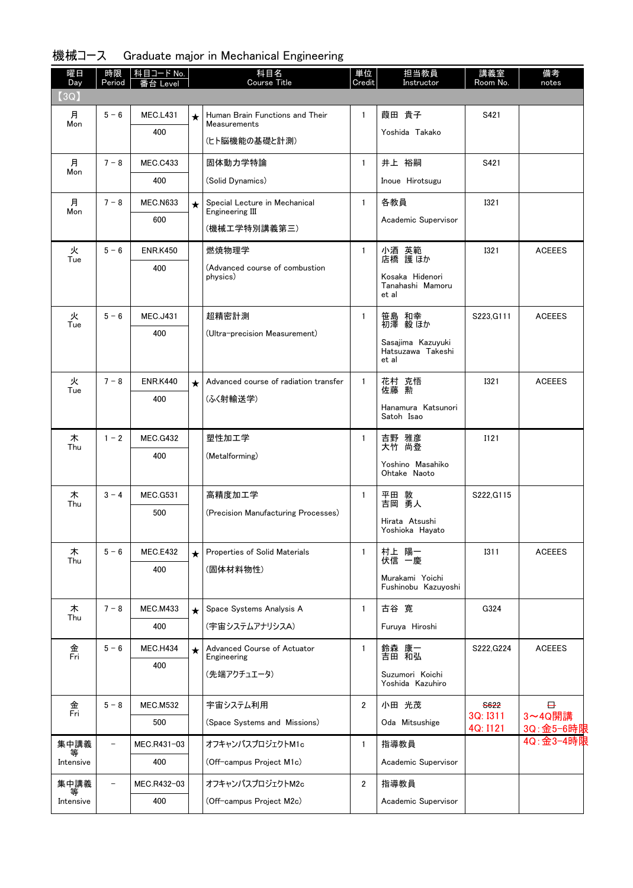# 機械コース　Graduate major in Mechanical Engineering

| 曜日 Day | 時限 Period | 科目コード No. 番台 Level | | 科目名 Course Title | 単位 Credit | 担当教員 Instructor | 講義室 Room No. | 備考 notes |
|---|---|---|---|---|---|---|---|---|
| 【3Q】 | | | | | | | | |
| 月 Mon | 5－6 | MEC.L431 400 | ★ | Human Brain Functions and Their Measurements (ヒト脳機能の基礎と計測) | 1 | 葭田　貴子 Yoshida Takako | S421 | |
| 月 Mon | 7－8 | MEC.C433 400 | | 固体動力学特論 (Solid Dynamics) | 1 | 井上　裕嗣 Inoue Hirotsugu | S421 | |
| 月 Mon | 7－8 | MEC.N633 600 | ★ | Special Lecture in Mechanical Engineering III (機械工学特別講義第三) | 1 | 各教員 Academic Supervisor | I321 | |
| 火 Tue | 5－6 | ENR.K450 400 | | 燃焼物理学 (Advanced course of combustion physics) | 1 | 小酒　英範 店橋　護 ほか Kosaka Hidenori Tanahashi Mamoru et al | I321 | ACEEES |
| 火 Tue | 5－6 | MEC.J431 400 | | 超精密計測 (Ultra-precision Measurement) | 1 | 笹島　和幸 初澤　毅 ほか Sasajima Kazuyuki Hatsuzawa Takeshi et al | S223,G111 | ACEEES |
| 火 Tue | 7－8 | ENR.K440 400 | ★ | Advanced course of radiation transfer (ふく射輸送学) | 1 | 花村　克悟 佐藤　勲 Hanamura Katsunori Satoh Isao | I321 | ACEEES |
| 木 Thu | 1－2 | MEC.G432 400 | | 塑性加工学 (Metalforming) | 1 | 吉野　雅彦 大竹　尚登 Yoshino Masahiko Ohtake Naoto | I121 | |
| 木 Thu | 3－4 | MEC.G531 500 | | 高精度加工学 (Precision Manufacturing Processes) | 1 | 平田　敦 吉岡　勇人 Hirata Atsushi Yoshioka Hayato | S222,G115 | |
| 木 Thu | 5－6 | MEC.E432 400 | ★ | Properties of Solid Materials (固体材料物性) | 1 | 村上　陽一 伏信　一慶 Murakami Yoichi Fushinobu Kazuyoshi | I311 | ACEEES |
| 木 Thu | 7－8 | MEC.M433 400 | ★ | Space Systems Analysis A (宇宙システムアナリシスA) | 1 | 古谷　寛 Furuya Hiroshi | G324 | |
| 金 Fri | 5－6 | MEC.H434 400 | ★ | Advanced Course of Actuator Engineering (先端アクチュエータ) | 1 | 鈴森　康一 吉田　和弘 Suzumori Koichi Yoshida Kazuhiro | S222,G224 | ACEEES |
| 金 Fri | 5－8 | MEC.M532 500 | | 宇宙システム利用 (Space Systems and Missions) | 2 | 小田　光茂 Oda Mitsushige | ~~S622~~ 3Q: I311 4Q: I121 | ~~日~~ 3～4Q開講 3Q：金5-6時限 4Q：金3-4時限 |
| 集中講義等 Intensive | － | MEC.R431-03 400 | | オフキャンパスプロジェクトM1c (Off-campus Project M1c) | 1 | 指導教員 Academic Supervisor | | |
| 集中講義等 Intensive | － | MEC.R432-03 400 | | オフキャンパスプロジェクトM2c (Off-campus Project M2c) | 2 | 指導教員 Academic Supervisor | | |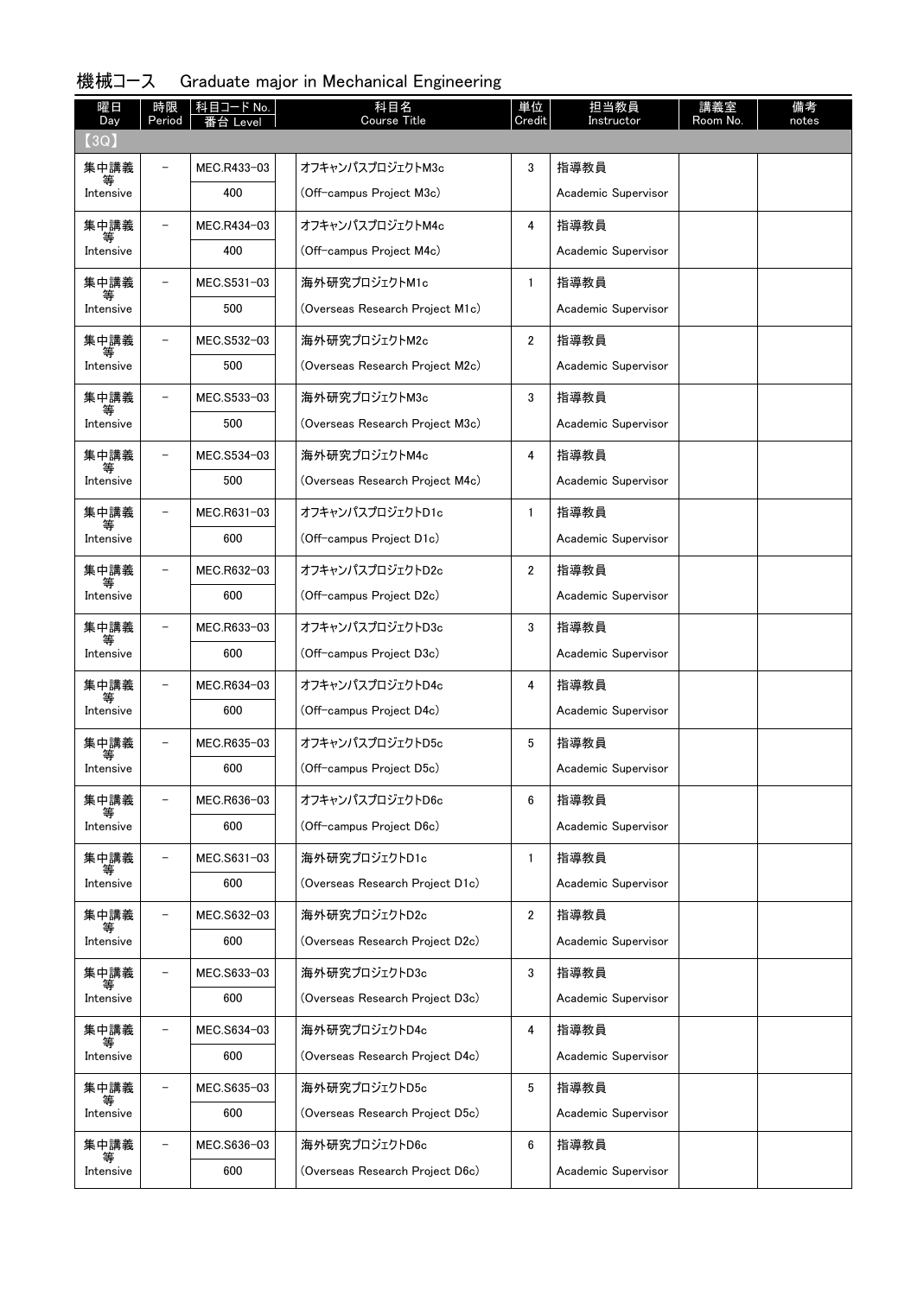## 機械コース　Graduate major in Mechanical Engineering

| 曜日 Day | 時限 Period | 科目コード No. 番台 Level | 科目名 Course Title | 単位 Credit | 担当教員 Instructor | 講義室 Room No. | 備考 notes |
|---|---|---|---|---|---|---|---|
| 【3Q】 | | | | | | | |
| 集中講義等 Intensive | － | MEC.R433-03 400 | オフキャンパスプロジェクトM3c (Off-campus Project M3c) | 3 | 指導教員 Academic Supervisor | | |
| 集中講義等 Intensive | － | MEC.R434-03 400 | オフキャンパスプロジェクトM4c (Off-campus Project M4c) | 4 | 指導教員 Academic Supervisor | | |
| 集中講義等 Intensive | － | MEC.S531-03 500 | 海外研究プロジェクトM1c (Overseas Research Project M1c) | 1 | 指導教員 Academic Supervisor | | |
| 集中講義等 Intensive | － | MEC.S532-03 500 | 海外研究プロジェクトM2c (Overseas Research Project M2c) | 2 | 指導教員 Academic Supervisor | | |
| 集中講義等 Intensive | － | MEC.S533-03 500 | 海外研究プロジェクトM3c (Overseas Research Project M3c) | 3 | 指導教員 Academic Supervisor | | |
| 集中講義等 Intensive | － | MEC.S534-03 500 | 海外研究プロジェクトM4c (Overseas Research Project M4c) | 4 | 指導教員 Academic Supervisor | | |
| 集中講義等 Intensive | － | MEC.R631-03 600 | オフキャンパスプロジェクトD1c (Off-campus Project D1c) | 1 | 指導教員 Academic Supervisor | | |
| 集中講義等 Intensive | － | MEC.R632-03 600 | オフキャンパスプロジェクトD2c (Off-campus Project D2c) | 2 | 指導教員 Academic Supervisor | | |
| 集中講義等 Intensive | － | MEC.R633-03 600 | オフキャンパスプロジェクトD3c (Off-campus Project D3c) | 3 | 指導教員 Academic Supervisor | | |
| 集中講義等 Intensive | － | MEC.R634-03 600 | オフキャンパスプロジェクトD4c (Off-campus Project D4c) | 4 | 指導教員 Academic Supervisor | | |
| 集中講義等 Intensive | － | MEC.R635-03 600 | オフキャンパスプロジェクトD5c (Off-campus Project D5c) | 5 | 指導教員 Academic Supervisor | | |
| 集中講義等 Intensive | － | MEC.R636-03 600 | オフキャンパスプロジェクトD6c (Off-campus Project D6c) | 6 | 指導教員 Academic Supervisor | | |
| 集中講義等 Intensive | － | MEC.S631-03 600 | 海外研究プロジェクトD1c (Overseas Research Project D1c) | 1 | 指導教員 Academic Supervisor | | |
| 集中講義等 Intensive | － | MEC.S632-03 600 | 海外研究プロジェクトD2c (Overseas Research Project D2c) | 2 | 指導教員 Academic Supervisor | | |
| 集中講義等 Intensive | － | MEC.S633-03 600 | 海外研究プロジェクトD3c (Overseas Research Project D3c) | 3 | 指導教員 Academic Supervisor | | |
| 集中講義等 Intensive | － | MEC.S634-03 600 | 海外研究プロジェクトD4c (Overseas Research Project D4c) | 4 | 指導教員 Academic Supervisor | | |
| 集中講義等 Intensive | － | MEC.S635-03 600 | 海外研究プロジェクトD5c (Overseas Research Project D5c) | 5 | 指導教員 Academic Supervisor | | |
| 集中講義等 Intensive | － | MEC.S636-03 600 | 海外研究プロジェクトD6c (Overseas Research Project D6c) | 6 | 指導教員 Academic Supervisor | | |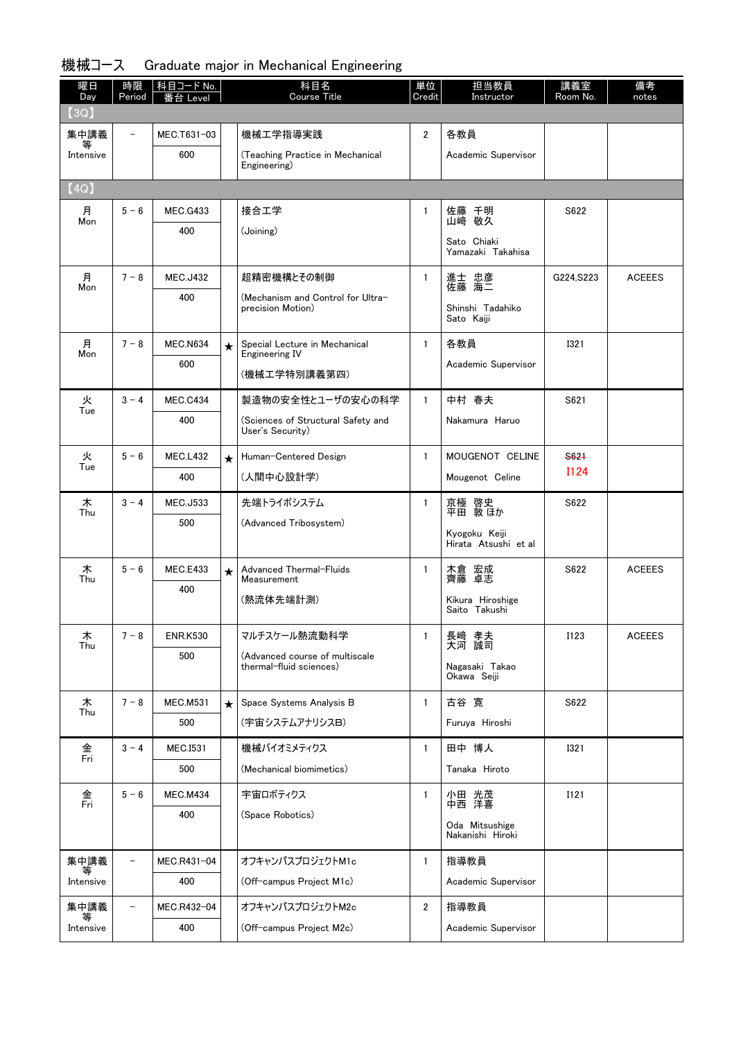## 機械コース　Graduate major in Mechanical Engineering

| 曜日 Day | 時限 Period | 科目コード No. 番台 Level | | 科目名 Course Title | 単位 Credit | 担当教員 Instructor | 講義室 Room No. | 備考 notes |
|---|---|---|---|---|---|---|---|---|
| 【3Q】 | | | | | | | | |
| 集中講義等 Intensive | － | MEC.T631−03 600 | | 機械工学指導実践 (Teaching Practice in Mechanical Engineering) | 2 | 各教員 Academic Supervisor | | |
| 【4Q】 | | | | | | | | |
| 月 Mon | 5 − 6 | MEC.G433 400 | | 接合工学 (Joining) | 1 | 佐藤　千明 山﨑　敬久 Sato Chiaki Yamazaki Takahisa | S622 | |
| 月 Mon | 7 − 8 | MEC.J432 400 | | 超精密機構とその制御 (Mechanism and Control for Ultra−precision Motion) | 1 | 進士　忠彦 佐藤　海二 Shinshi Tadahiko Sato Kaiji | G224,S223 | ACEEES |
| 月 Mon | 7 − 8 | MEC.N634 600 | ★ | Special Lecture in Mechanical Engineering IV (機械工学特別講義第四) | 1 | 各教員 Academic Supervisor | I321 | |
| 火 Tue | 3 − 4 | MEC.C434 400 | | 製造物の安全性とユーザの安心の科学 (Sciences of Structural Safety and User's Security) | 1 | 中村　春夫 Nakamura Haruo | S621 | |
| 火 Tue | 5 − 6 | MEC.L432 400 | ★ | Human−Centered Design (人間中心設計学) | 1 | MOUGENOT CELINE Mougenot Celine | ~~S621~~ I124 | |
| 木 Thu | 3 − 4 | MEC.J533 500 | | 先端トライボシステム (Advanced Tribosystem) | 1 | 京極　啓史 平田　敦 ほか Kyogoku Keiji Hirata Atsushi et al | S622 | |
| 木 Thu | 5 − 6 | MEC.E433 400 | ★ | Advanced Thermal−Fluids Measurement (熱流体先端計測) | 1 | 木倉　宏成 齊藤　卓志 Kikura Hiroshige Saito Takushi | S622 | ACEEES |
| 木 Thu | 7 − 8 | ENR.K530 500 | | マルチスケール熱流動科学 (Advanced course of multiscale thermal−fluid sciences) | 1 | 長﨑　孝夫 大河　誠司 Nagasaki Takao Okawa Seiji | I123 | ACEEES |
| 木 Thu | 7 − 8 | MEC.M531 500 | ★ | Space Systems Analysis B (宇宙システムアナリシスB) | 1 | 古谷　寛 Furuya Hiroshi | S622 | |
| 金 Fri | 3 − 4 | MEC.I531 500 | | 機械バイオミメティクス (Mechanical biomimetics) | 1 | 田中　博人 Tanaka Hiroto | I321 | |
| 金 Fri | 5 − 6 | MEC.M434 400 | | 宇宙ロボティクス (Space Robotics) | 1 | 小田　光茂 中西　洋喜 Oda Mitsushige Nakanishi Hiroki | I121 | |
| 集中講義等 Intensive | － | MEC.R431−04 400 | | オフキャンパスプロジェクトM1c (Off−campus Project M1c) | 1 | 指導教員 Academic Supervisor | | |
| 集中講義等 Intensive | － | MEC.R432−04 400 | | オフキャンパスプロジェクトM2c (Off−campus Project M2c) | 2 | 指導教員 Academic Supervisor | | |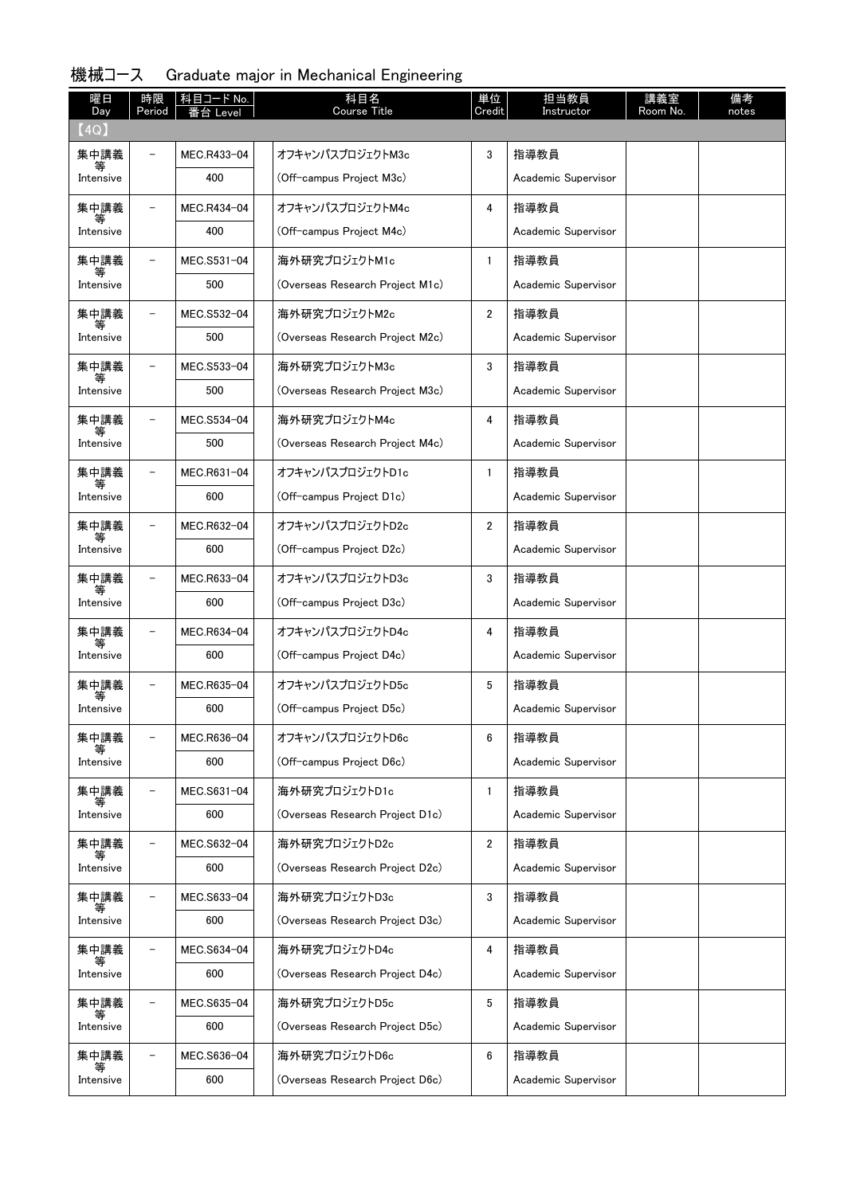# 機械コース　Graduate major in Mechanical Engineering

| 曜日 Day | 時限 Period | 科目コード No. 番台 Level | | 科目名 Course Title | 単位 Credit | 担当教員 Instructor | 講義室 Room No. | 備考 notes |
|---|---|---|---|---|---|---|---|---|
| 【4Q】 | | | | | | | | |
| 集中講義等 Intensive | － | MEC.R433−04 400 | | オフキャンパスプロジェクトM3c (Off-campus Project M3c) | 3 | 指導教員 Academic Supervisor | | |
| 集中講義等 Intensive | － | MEC.R434−04 400 | | オフキャンパスプロジェクトM4c (Off-campus Project M4c) | 4 | 指導教員 Academic Supervisor | | |
| 集中講義等 Intensive | － | MEC.S531−04 500 | | 海外研究プロジェクトM1c (Overseas Research Project M1c) | 1 | 指導教員 Academic Supervisor | | |
| 集中講義等 Intensive | － | MEC.S532−04 500 | | 海外研究プロジェクトM2c (Overseas Research Project M2c) | 2 | 指導教員 Academic Supervisor | | |
| 集中講義等 Intensive | － | MEC.S533−04 500 | | 海外研究プロジェクトM3c (Overseas Research Project M3c) | 3 | 指導教員 Academic Supervisor | | |
| 集中講義等 Intensive | － | MEC.S534−04 500 | | 海外研究プロジェクトM4c (Overseas Research Project M4c) | 4 | 指導教員 Academic Supervisor | | |
| 集中講義等 Intensive | － | MEC.R631−04 600 | | オフキャンパスプロジェクトD1c (Off-campus Project D1c) | 1 | 指導教員 Academic Supervisor | | |
| 集中講義等 Intensive | － | MEC.R632−04 600 | | オフキャンパスプロジェクトD2c (Off-campus Project D2c) | 2 | 指導教員 Academic Supervisor | | |
| 集中講義等 Intensive | － | MEC.R633−04 600 | | オフキャンパスプロジェクトD3c (Off-campus Project D3c) | 3 | 指導教員 Academic Supervisor | | |
| 集中講義等 Intensive | － | MEC.R634−04 600 | | オフキャンパスプロジェクトD4c (Off-campus Project D4c) | 4 | 指導教員 Academic Supervisor | | |
| 集中講義等 Intensive | － | MEC.R635−04 600 | | オフキャンパスプロジェクトD5c (Off-campus Project D5c) | 5 | 指導教員 Academic Supervisor | | |
| 集中講義等 Intensive | － | MEC.R636−04 600 | | オフキャンパスプロジェクトD6c (Off-campus Project D6c) | 6 | 指導教員 Academic Supervisor | | |
| 集中講義等 Intensive | － | MEC.S631−04 600 | | 海外研究プロジェクトD1c (Overseas Research Project D1c) | 1 | 指導教員 Academic Supervisor | | |
| 集中講義等 Intensive | － | MEC.S632−04 600 | | 海外研究プロジェクトD2c (Overseas Research Project D2c) | 2 | 指導教員 Academic Supervisor | | |
| 集中講義等 Intensive | － | MEC.S633−04 600 | | 海外研究プロジェクトD3c (Overseas Research Project D3c) | 3 | 指導教員 Academic Supervisor | | |
| 集中講義等 Intensive | － | MEC.S634−04 600 | | 海外研究プロジェクトD4c (Overseas Research Project D4c) | 4 | 指導教員 Academic Supervisor | | |
| 集中講義等 Intensive | － | MEC.S635−04 600 | | 海外研究プロジェクトD5c (Overseas Research Project D5c) | 5 | 指導教員 Academic Supervisor | | |
| 集中講義等 Intensive | － | MEC.S636−04 600 | | 海外研究プロジェクトD6c (Overseas Research Project D6c) | 6 | 指導教員 Academic Supervisor | | |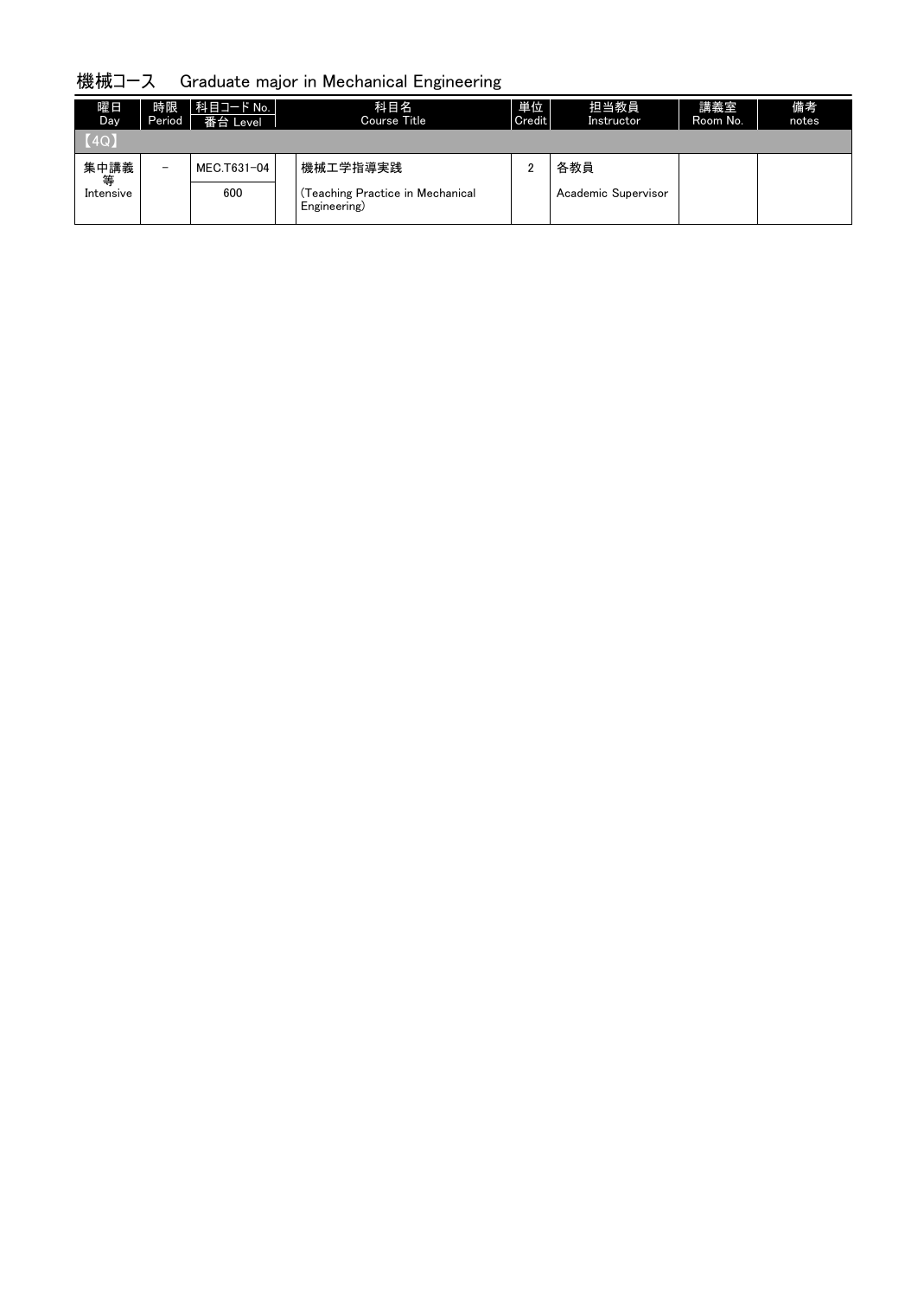## 機械コース　Graduate major in Mechanical Engineering

| 曜日 Day | 時限 Period | 科目コード No. / 番台 Level | | 科目名 Course Title | 単位 Credit | 担当教員 Instructor | 講義室 Room No. | 備考 notes |
|---|---|---|---|---|---|---|---|---|
| 【4Q】 | | | | | | | | |
| 集中講義等 Intensive | － | MEC.T631-04 / 600 | | 機械工学指導実践 (Teaching Practice in Mechanical Engineering) | 2 | 各教員 Academic Supervisor | | |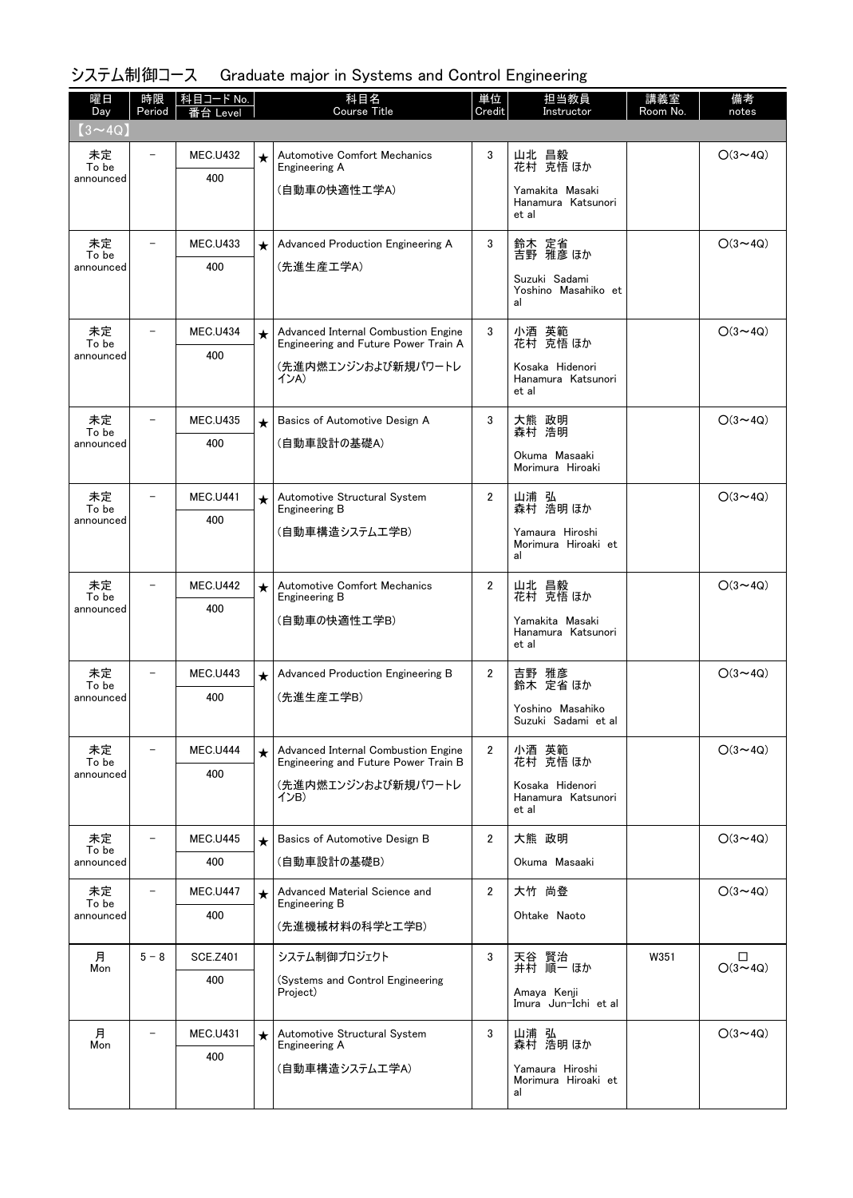# システム制御コース　Graduate major in Systems and Control Engineering

| 曜日 Day | 時限 Period | 科目コード No. 番台 Level | | 科目名 Course Title | 単位 Credit | 担当教員 Instructor | 講義室 Room No. | 備考 notes |
|---|---|---|---|---|---|---|---|---|
| 【3～4Q】 | | | | | | | | |
| 未定 To be announced | － | MEC.U432 400 | ★ | Automotive Comfort Mechanics Engineering A (自動車の快適性工学A) | 3 | 山北 昌毅 花村 克悟 ほか Yamakita Masaki Hanamura Katsunori et al | | ○(3～4Q) |
| 未定 To be announced | － | MEC.U433 400 | ★ | Advanced Production Engineering A (先進生産工学A) | 3 | 鈴木 定省 吉野 雅彦 ほか Suzuki Sadami Yoshino Masahiko et al | | ○(3～4Q) |
| 未定 To be announced | － | MEC.U434 400 | ★ | Advanced Internal Combustion Engine Engineering and Future Power Train A (先進内燃エンジンおよび新規パワートレインA) | 3 | 小酒 英範 花村 克悟 ほか Kosaka Hidenori Hanamura Katsunori et al | | ○(3～4Q) |
| 未定 To be announced | － | MEC.U435 400 | ★ | Basics of Automotive Design A (自動車設計の基礎A) | 3 | 大熊 政明 森村 浩明 Okuma Masaaki Morimura Hiroaki | | ○(3～4Q) |
| 未定 To be announced | － | MEC.U441 400 | ★ | Automotive Structural System Engineering B (自動車構造システム工学B) | 2 | 山浦 弘 森村 浩明 ほか Yamaura Hiroshi Morimura Hiroaki et al | | ○(3～4Q) |
| 未定 To be announced | － | MEC.U442 400 | ★ | Automotive Comfort Mechanics Engineering B (自動車の快適性工学B) | 2 | 山北 昌毅 花村 克悟 ほか Yamakita Masaki Hanamura Katsunori et al | | ○(3～4Q) |
| 未定 To be announced | － | MEC.U443 400 | ★ | Advanced Production Engineering B (先進生産工学B) | 2 | 吉野 雅彦 鈴木 定省 ほか Yoshino Masahiko Suzuki Sadami et al | | ○(3～4Q) |
| 未定 To be announced | － | MEC.U444 400 | ★ | Advanced Internal Combustion Engine Engineering and Future Power Train B (先進内燃エンジンおよび新規パワートレインB) | 2 | 小酒 英範 花村 克悟 ほか Kosaka Hidenori Hanamura Katsunori et al | | ○(3～4Q) |
| 未定 To be announced | － | MEC.U445 400 | ★ | Basics of Automotive Design B (自動車設計の基礎B) | 2 | 大熊 政明 Okuma Masaaki | | ○(3～4Q) |
| 未定 To be announced | － | MEC.U447 400 | ★ | Advanced Material Science and Engineering B (先進機械材料の科学と工学B) | 2 | 大竹 尚登 Ohtake Naoto | | ○(3～4Q) |
| 月 Mon | 5－8 | SCE.Z401 400 | | システム制御プロジェクト (Systems and Control Engineering Project) | 3 | 天谷 賢治 井村 順一 ほか Amaya Kenji Imura Jun-Ichi et al | W351 | □ ○(3～4Q) |
| 月 Mon | － | MEC.U431 400 | ★ | Automotive Structural System Engineering A (自動車構造システム工学A) | 3 | 山浦 弘 森村 浩明 ほか Yamaura Hiroshi Morimura Hiroaki et al | | ○(3～4Q) |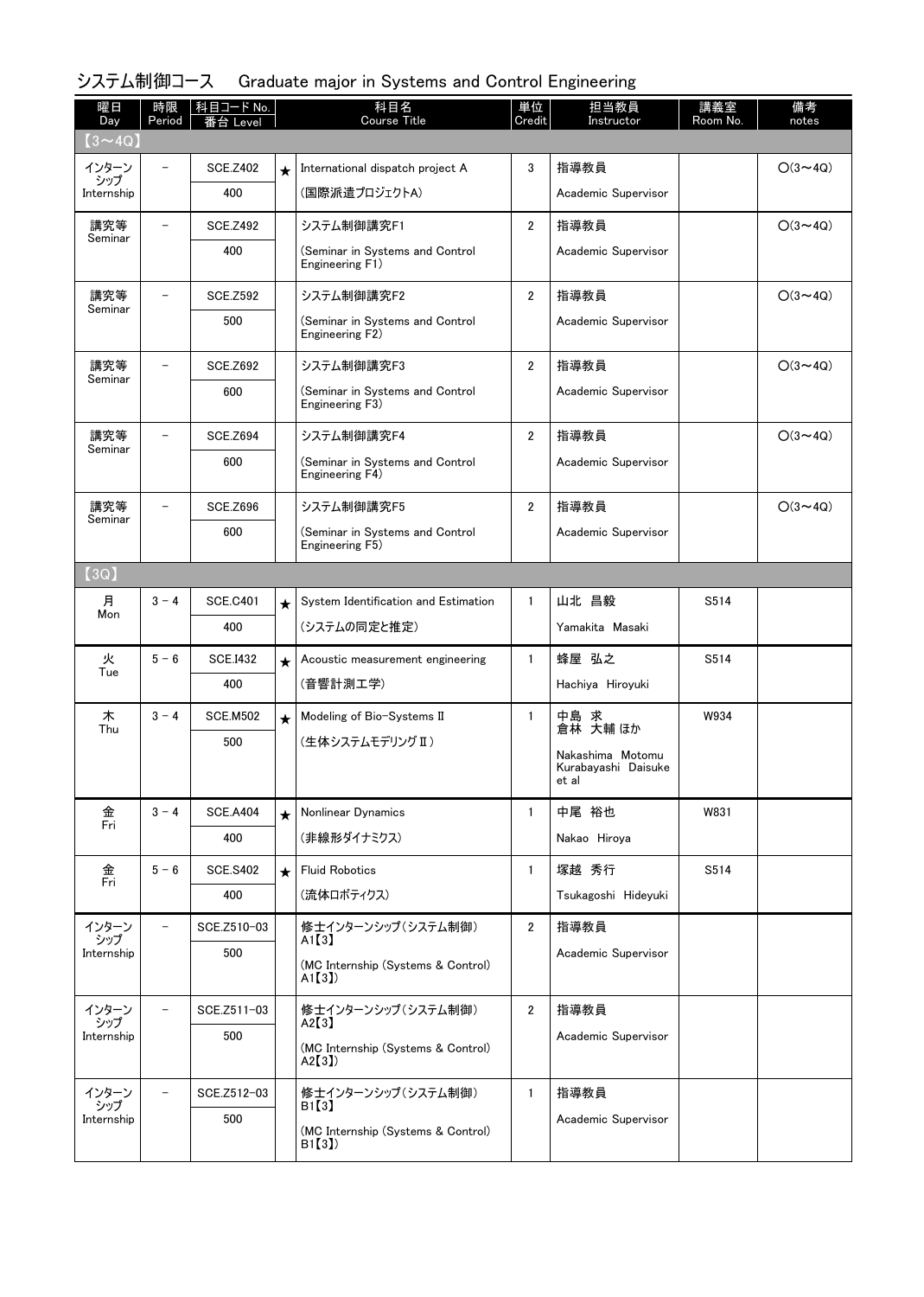## システム制御コース　Graduate major in Systems and Control Engineering

| 曜日 Day | 時限 Period | 科目コード No. 番台 Level | | 科目名 Course Title | 単位 Credit | 担当教員 Instructor | 講義室 Room No. | 備考 notes |
|---|---|---|---|---|---|---|---|---|
| 【3～4Q】 | | | | | | | | |
| インターンシップ Internship | － | SCE.Z402<br>400 | ★ | International dispatch project A<br>(国際派遣プロジェクトA) | 3 | 指導教員<br>Academic Supervisor | | ○(3～4Q) |
| 講究等 Seminar | － | SCE.Z492<br>400 | | システム制御講究F1<br>(Seminar in Systems and Control Engineering F1) | 2 | 指導教員<br>Academic Supervisor | | ○(3～4Q) |
| 講究等 Seminar | － | SCE.Z592<br>500 | | システム制御講究F2<br>(Seminar in Systems and Control Engineering F2) | 2 | 指導教員<br>Academic Supervisor | | ○(3～4Q) |
| 講究等 Seminar | － | SCE.Z692<br>600 | | システム制御講究F3<br>(Seminar in Systems and Control Engineering F3) | 2 | 指導教員<br>Academic Supervisor | | ○(3～4Q) |
| 講究等 Seminar | － | SCE.Z694<br>600 | | システム制御講究F4<br>(Seminar in Systems and Control Engineering F4) | 2 | 指導教員<br>Academic Supervisor | | ○(3～4Q) |
| 講究等 Seminar | － | SCE.Z696<br>600 | | システム制御講究F5<br>(Seminar in Systems and Control Engineering F5) | 2 | 指導教員<br>Academic Supervisor | | ○(3～4Q) |
| 【3Q】 | | | | | | | | |
| 月 Mon | 3 - 4 | SCE.C401<br>400 | ★ | System Identification and Estimation<br>(システムの同定と推定) | 1 | 山北 昌毅<br>Yamakita Masaki | S514 | |
| 火 Tue | 5 - 6 | SCE.I432<br>400 | ★ | Acoustic measurement engineering<br>(音響計測工学) | 1 | 蜂屋 弘之<br>Hachiya Hiroyuki | S514 | |
| 木 Thu | 3 - 4 | SCE.M502<br>500 | ★ | Modeling of Bio-Systems II<br>(生体システムモデリングII) | 1 | 中島 求<br>倉林 大輔 ほか<br>Nakashima Motomu<br>Kurabayashi Daisuke et al | W934 | |
| 金 Fri | 3 - 4 | SCE.A404<br>400 | ★ | Nonlinear Dynamics<br>(非線形ダイナミクス) | 1 | 中尾 裕也<br>Nakao Hiroya | W831 | |
| 金 Fri | 5 - 6 | SCE.S402<br>400 | ★ | Fluid Robotics<br>(流体ロボティクス) | 1 | 塚越 秀行<br>Tsukagoshi Hideyuki | S514 | |
| インターンシップ Internship | － | SCE.Z510-03<br>500 | | 修士インターンシップ(システム制御)A1【3】<br>(MC Internship (Systems & Control) A1【3】) | 2 | 指導教員<br>Academic Supervisor | | |
| インターンシップ Internship | － | SCE.Z511-03<br>500 | | 修士インターンシップ(システム制御)A2【3】<br>(MC Internship (Systems & Control) A2【3】) | 2 | 指導教員<br>Academic Supervisor | | |
| インターンシップ Internship | － | SCE.Z512-03<br>500 | | 修士インターンシップ(システム制御)B1【3】<br>(MC Internship (Systems & Control) B1【3】) | 1 | 指導教員<br>Academic Supervisor | | |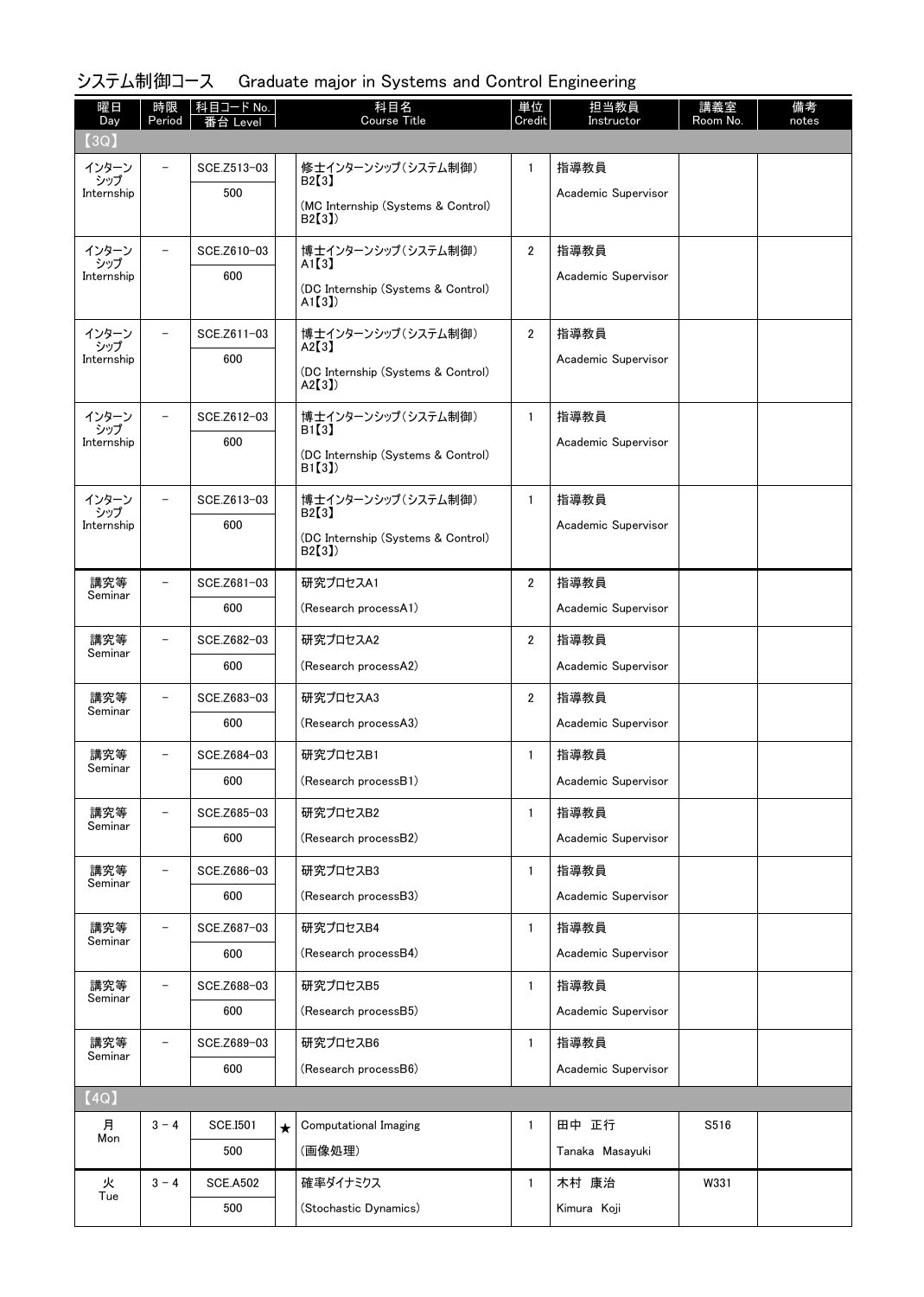# システム制御コース　Graduate major in Systems and Control Engineering

| 曜日 Day | 時限 Period | 科目コード No. 番台 Level | | 科目名 Course Title | 単位 Credit | 担当教員 Instructor | 講義室 Room No. | 備考 notes |
|---|---|---|---|---|---|---|---|---|
| 【3Q】 | | | | | | | | |
| インターンシップ Internship | － | SCE.Z513-03 500 | | 修士インターンシップ（システム制御）B2【3】 (MC Internship (Systems & Control) B2【3】) | 1 | 指導教員 Academic Supervisor | | |
| インターンシップ Internship | － | SCE.Z610-03 600 | | 博士インターンシップ（システム制御）A1【3】 (DC Internship (Systems & Control) A1【3】) | 2 | 指導教員 Academic Supervisor | | |
| インターンシップ Internship | － | SCE.Z611-03 600 | | 博士インターンシップ（システム制御）A2【3】 (DC Internship (Systems & Control) A2【3】) | 2 | 指導教員 Academic Supervisor | | |
| インターンシップ Internship | － | SCE.Z612-03 600 | | 博士インターンシップ（システム制御）B1【3】 (DC Internship (Systems & Control) B1【3】) | 1 | 指導教員 Academic Supervisor | | |
| インターンシップ Internship | － | SCE.Z613-03 600 | | 博士インターンシップ（システム制御）B2【3】 (DC Internship (Systems & Control) B2【3】) | 1 | 指導教員 Academic Supervisor | | |
| 講究等 Seminar | － | SCE.Z681-03 600 | | 研究プロセスA1 (Research processA1) | 2 | 指導教員 Academic Supervisor | | |
| 講究等 Seminar | － | SCE.Z682-03 600 | | 研究プロセスA2 (Research processA2) | 2 | 指導教員 Academic Supervisor | | |
| 講究等 Seminar | － | SCE.Z683-03 600 | | 研究プロセスA3 (Research processA3) | 2 | 指導教員 Academic Supervisor | | |
| 講究等 Seminar | － | SCE.Z684-03 600 | | 研究プロセスB1 (Research processB1) | 1 | 指導教員 Academic Supervisor | | |
| 講究等 Seminar | － | SCE.Z685-03 600 | | 研究プロセスB2 (Research processB2) | 1 | 指導教員 Academic Supervisor | | |
| 講究等 Seminar | － | SCE.Z686-03 600 | | 研究プロセスB3 (Research processB3) | 1 | 指導教員 Academic Supervisor | | |
| 講究等 Seminar | － | SCE.Z687-03 600 | | 研究プロセスB4 (Research processB4) | 1 | 指導教員 Academic Supervisor | | |
| 講究等 Seminar | － | SCE.Z688-03 600 | | 研究プロセスB5 (Research processB5) | 1 | 指導教員 Academic Supervisor | | |
| 講究等 Seminar | － | SCE.Z689-03 600 | | 研究プロセスB6 (Research processB6) | 1 | 指導教員 Academic Supervisor | | |
| 【4Q】 | | | | | | | | |
| 月 Mon | 3 - 4 | SCE.I501 500 | ★ | Computational Imaging (画像処理) | 1 | 田中 正行 Tanaka Masayuki | S516 | |
| 火 Tue | 3 - 4 | SCE.A502 500 | | 確率ダイナミクス (Stochastic Dynamics) | 1 | 木村 康治 Kimura Koji | W331 | |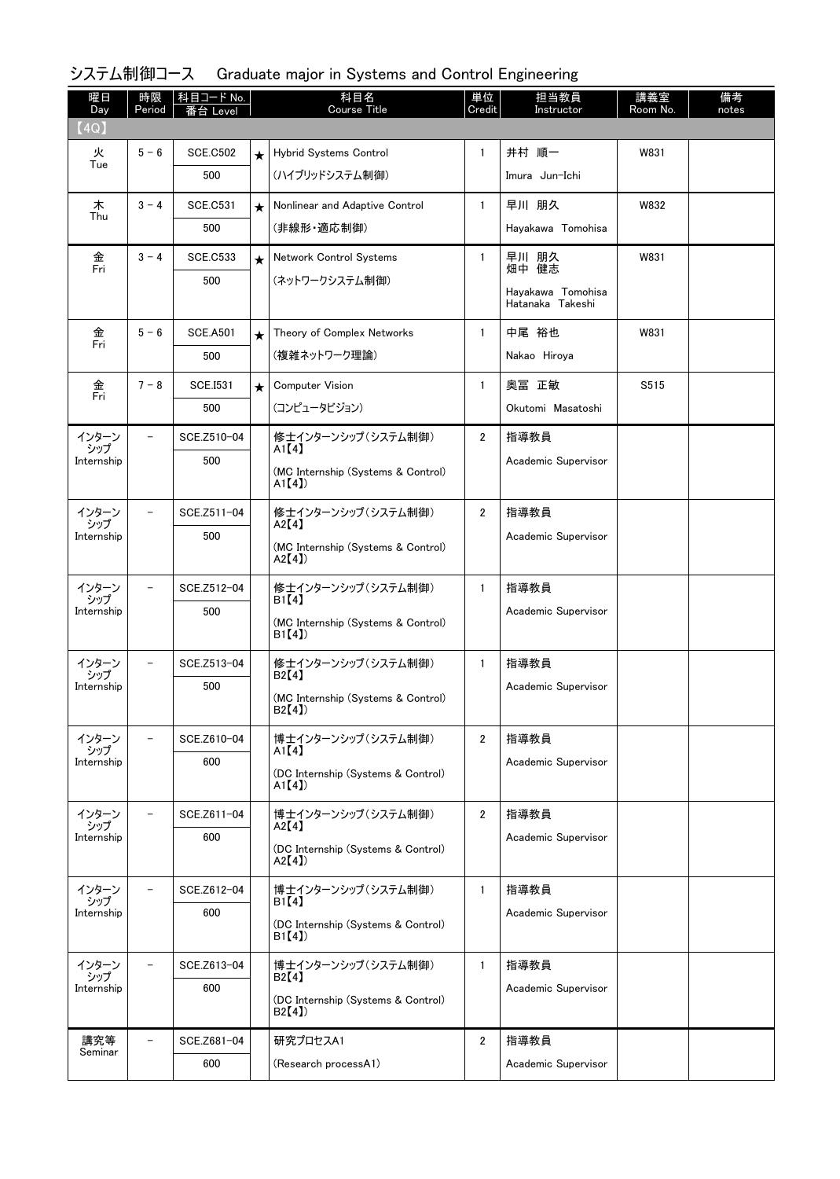## システム制御コース　Graduate major in Systems and Control Engineering

| 曜日 Day | 時限 Period | 科目コード No. 番台 Level | | 科目名 Course Title | 単位 Credit | 担当教員 Instructor | 講義室 Room No. | 備考 notes |
|---|---|---|---|---|---|---|---|---|
| 【4Q】 | | | | | | | | |
| 火 Tue | 5 － 6 | SCE.C502 500 | ★ | Hybrid Systems Control (ハイブリッドシステム制御) | 1 | 井村 順一 Imura Jun-Ichi | W831 | |
| 木 Thu | 3 － 4 | SCE.C531 500 | ★ | Nonlinear and Adaptive Control (非線形・適応制御) | 1 | 早川 朋久 Hayakawa Tomohisa | W832 | |
| 金 Fri | 3 － 4 | SCE.C533 500 | ★ | Network Control Systems (ネットワークシステム制御) | 1 | 早川 朋久 畑中 健志 Hayakawa Tomohisa Hatanaka Takeshi | W831 | |
| 金 Fri | 5 － 6 | SCE.A501 500 | ★ | Theory of Complex Networks (複雑ネットワーク理論) | 1 | 中尾 裕也 Nakao Hiroya | W831 | |
| 金 Fri | 7 － 8 | SCE.I531 500 | ★ | Computer Vision (コンピュータビジョン) | 1 | 奥冨 正敏 Okutomi Masatoshi | S515 | |
| インターンシップ Internship | － | SCE.Z510-04 500 | | 修士インターンシップ（システム制御）A1【4】 (MC Internship (Systems & Control) A1【4】) | 2 | 指導教員 Academic Supervisor | | |
| インターンシップ Internship | － | SCE.Z511-04 500 | | 修士インターンシップ（システム制御）A2【4】 (MC Internship (Systems & Control) A2【4】) | 2 | 指導教員 Academic Supervisor | | |
| インターンシップ Internship | － | SCE.Z512-04 500 | | 修士インターンシップ（システム制御）B1【4】 (MC Internship (Systems & Control) B1【4】) | 1 | 指導教員 Academic Supervisor | | |
| インターンシップ Internship | － | SCE.Z513-04 500 | | 修士インターンシップ（システム制御）B2【4】 (MC Internship (Systems & Control) B2【4】) | 1 | 指導教員 Academic Supervisor | | |
| インターンシップ Internship | － | SCE.Z610-04 600 | | 博士インターンシップ（システム制御）A1【4】 (DC Internship (Systems & Control) A1【4】) | 2 | 指導教員 Academic Supervisor | | |
| インターンシップ Internship | － | SCE.Z611-04 600 | | 博士インターンシップ（システム制御）A2【4】 (DC Internship (Systems & Control) A2【4】) | 2 | 指導教員 Academic Supervisor | | |
| インターンシップ Internship | － | SCE.Z612-04 600 | | 博士インターンシップ（システム制御）B1【4】 (DC Internship (Systems & Control) B1【4】) | 1 | 指導教員 Academic Supervisor | | |
| インターンシップ Internship | － | SCE.Z613-04 600 | | 博士インターンシップ（システム制御）B2【4】 (DC Internship (Systems & Control) B2【4】) | 1 | 指導教員 Academic Supervisor | | |
| 講究等 Seminar | － | SCE.Z681-04 600 | | 研究プロセスA1 (Research processA1) | 2 | 指導教員 Academic Supervisor | | |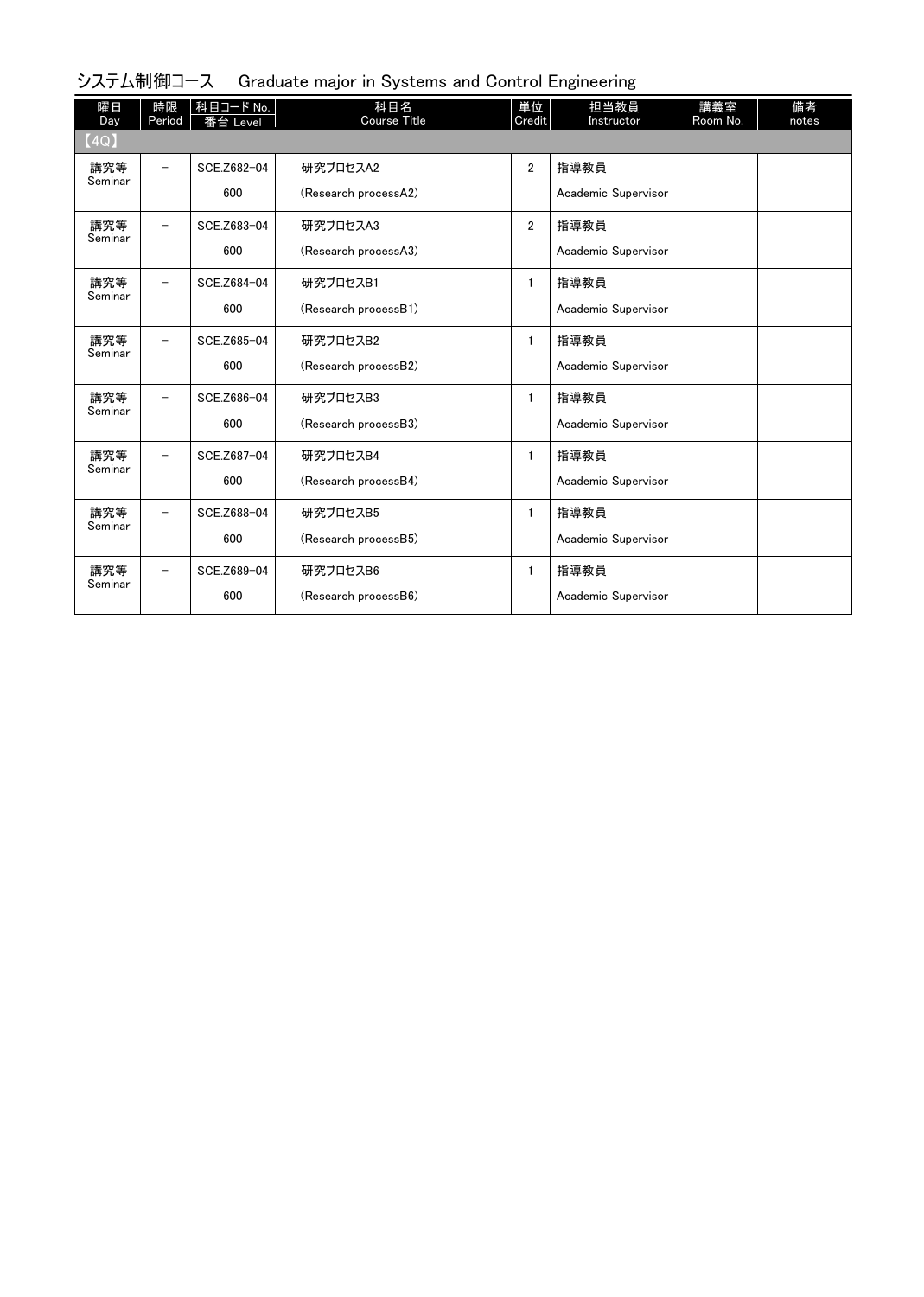## システム制御コース　Graduate major in Systems and Control Engineering

| 曜日 Day | 時限 Period | 科目コード No. 番台 Level | 科目名 Course Title | 単位 Credit | 担当教員 Instructor | 講義室 Room No. | 備考 notes |
|---|---|---|---|---|---|---|---|
| 【4Q】 | | | | | | | |
| 講究等 Seminar | － | SCE.Z682-04 600 | 研究プロセスA2 (Research processA2) | 2 | 指導教員 Academic Supervisor | | |
| 講究等 Seminar | － | SCE.Z683-04 600 | 研究プロセスA3 (Research processA3) | 2 | 指導教員 Academic Supervisor | | |
| 講究等 Seminar | － | SCE.Z684-04 600 | 研究プロセスB1 (Research processB1) | 1 | 指導教員 Academic Supervisor | | |
| 講究等 Seminar | － | SCE.Z685-04 600 | 研究プロセスB2 (Research processB2) | 1 | 指導教員 Academic Supervisor | | |
| 講究等 Seminar | － | SCE.Z686-04 600 | 研究プロセスB3 (Research processB3) | 1 | 指導教員 Academic Supervisor | | |
| 講究等 Seminar | － | SCE.Z687-04 600 | 研究プロセスB4 (Research processB4) | 1 | 指導教員 Academic Supervisor | | |
| 講究等 Seminar | － | SCE.Z688-04 600 | 研究プロセスB5 (Research processB5) | 1 | 指導教員 Academic Supervisor | | |
| 講究等 Seminar | － | SCE.Z689-04 600 | 研究プロセスB6 (Research processB6) | 1 | 指導教員 Academic Supervisor | | |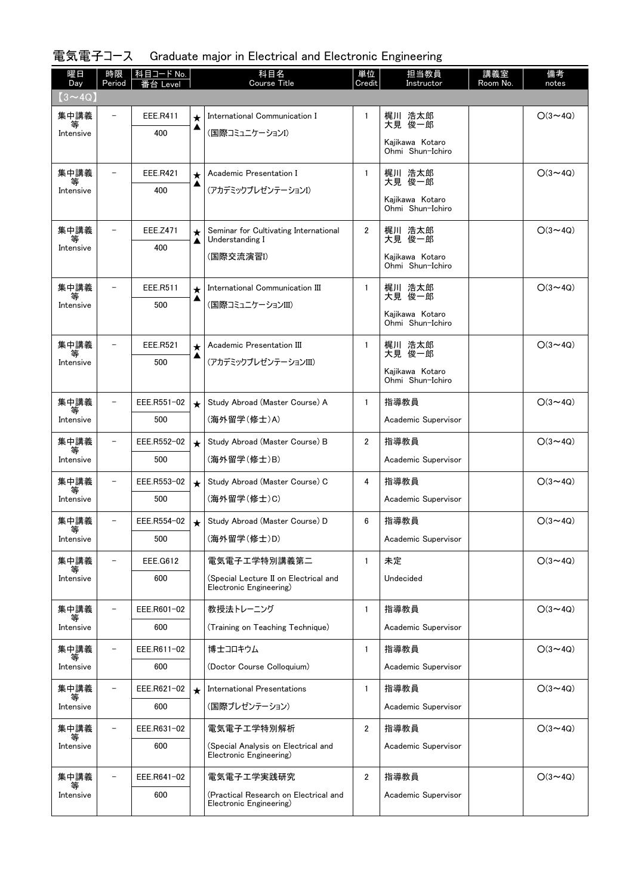## 電気電子コース　Graduate major in Electrical and Electronic Engineering

| 曜日 Day | 時限 Period | 科目コード No. 番台 Level | | 科目名 Course Title | 単位 Credit | 担当教員 Instructor | 講義室 Room No. | 備考 notes |
|---|---|---|---|---|---|---|---|---|
| 【3〜4Q】 | | | | | | | | |
| 集中講義等 Intensive | – | EEE.R411 400 | ★ ▲ | International Communication I (国際コミュニケーションI) | 1 | 梶川 浩太郎 大見 俊一郎 Kajikawa Kotaro Ohmi Shun-Ichiro | | ○(3〜4Q) |
| 集中講義等 Intensive | – | EEE.R421 400 | ★ ▲ | Academic Presentation I (アカデミックプレゼンテーションI) | 1 | 梶川 浩太郎 大見 俊一郎 Kajikawa Kotaro Ohmi Shun-Ichiro | | ○(3〜4Q) |
| 集中講義等 Intensive | – | EEE.Z471 400 | ★ ▲ | Seminar for Cultivating International Understanding I (国際交流演習I) | 2 | 梶川 浩太郎 大見 俊一郎 Kajikawa Kotaro Ohmi Shun-Ichiro | | ○(3〜4Q) |
| 集中講義等 Intensive | – | EEE.R511 500 | ★ ▲ | International Communication III (国際コミュニケーションIII) | 1 | 梶川 浩太郎 大見 俊一郎 Kajikawa Kotaro Ohmi Shun-Ichiro | | ○(3〜4Q) |
| 集中講義等 Intensive | – | EEE.R521 500 | ★ ▲ | Academic Presentation III (アカデミックプレゼンテーションIII) | 1 | 梶川 浩太郎 大見 俊一郎 Kajikawa Kotaro Ohmi Shun-Ichiro | | ○(3〜4Q) |
| 集中講義等 Intensive | – | EEE.R551-02 500 | ★ | Study Abroad (Master Course) A (海外留学(修士)A) | 1 | 指導教員 Academic Supervisor | | ○(3〜4Q) |
| 集中講義等 Intensive | – | EEE.R552-02 500 | ★ | Study Abroad (Master Course) B (海外留学(修士)B) | 2 | 指導教員 Academic Supervisor | | ○(3〜4Q) |
| 集中講義等 Intensive | – | EEE.R553-02 500 | ★ | Study Abroad (Master Course) C (海外留学(修士)C) | 4 | 指導教員 Academic Supervisor | | ○(3〜4Q) |
| 集中講義等 Intensive | – | EEE.R554-02 500 | ★ | Study Abroad (Master Course) D (海外留学(修士)D) | 6 | 指導教員 Academic Supervisor | | ○(3〜4Q) |
| 集中講義等 Intensive | – | EEE.G612 600 | | 電気電子工学特別講義第二 (Special Lecture II on Electrical and Electronic Engineering) | 1 | 未定 Undecided | | ○(3〜4Q) |
| 集中講義等 Intensive | – | EEE.R601-02 600 | | 教授法トレーニング (Training on Teaching Technique) | 1 | 指導教員 Academic Supervisor | | ○(3〜4Q) |
| 集中講義等 Intensive | – | EEE.R611-02 600 | | 博士コロキウム (Doctor Course Colloquium) | 1 | 指導教員 Academic Supervisor | | ○(3〜4Q) |
| 集中講義等 Intensive | – | EEE.R621-02 600 | ★ | International Presentations (国際プレゼンテーション) | 1 | 指導教員 Academic Supervisor | | ○(3〜4Q) |
| 集中講義等 Intensive | – | EEE.R631-02 600 | | 電気電子工学特別解析 (Special Analysis on Electrical and Electronic Engineering) | 2 | 指導教員 Academic Supervisor | | ○(3〜4Q) |
| 集中講義等 Intensive | – | EEE.R641-02 600 | | 電気電子工学実践研究 (Practical Research on Electrical and Electronic Engineering) | 2 | 指導教員 Academic Supervisor | | ○(3〜4Q) |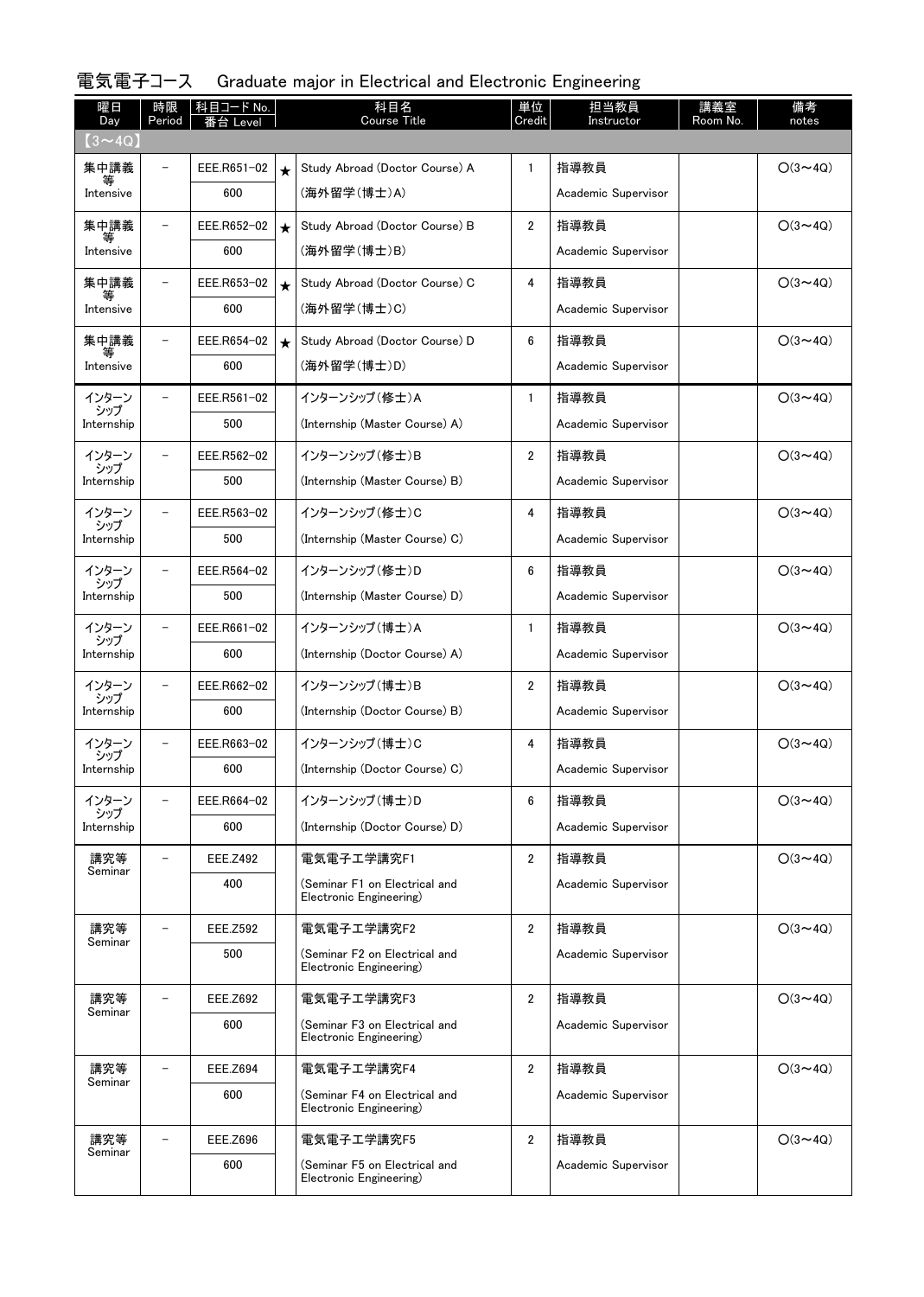## 電気電子コース　Graduate major in Electrical and Electronic Engineering

| 曜日 Day | 時限 Period | 科目コード No. 番台 Level | | 科目名 Course Title | 単位 Credit | 担当教員 Instructor | 講義室 Room No. | 備考 notes |
|---|---|---|---|---|---|---|---|---|
| 【3～4Q】 | | | | | | | | |
| 集中講義等 Intensive | – | EEE.R651-02 600 | ★ | Study Abroad (Doctor Course) A (海外留学(博士)A) | 1 | 指導教員 Academic Supervisor | | ○(3～4Q) |
| 集中講義等 Intensive | – | EEE.R652-02 600 | ★ | Study Abroad (Doctor Course) B (海外留学(博士)B) | 2 | 指導教員 Academic Supervisor | | ○(3～4Q) |
| 集中講義等 Intensive | – | EEE.R653-02 600 | ★ | Study Abroad (Doctor Course) C (海外留学(博士)C) | 4 | 指導教員 Academic Supervisor | | ○(3～4Q) |
| 集中講義等 Intensive | – | EEE.R654-02 600 | ★ | Study Abroad (Doctor Course) D (海外留学(博士)D) | 6 | 指導教員 Academic Supervisor | | ○(3～4Q) |
| インターンシップ Internship | – | EEE.R561-02 500 | | インターンシップ(修士)A (Internship (Master Course) A) | 1 | 指導教員 Academic Supervisor | | ○(3～4Q) |
| インターンシップ Internship | – | EEE.R562-02 500 | | インターンシップ(修士)B (Internship (Master Course) B) | 2 | 指導教員 Academic Supervisor | | ○(3～4Q) |
| インターンシップ Internship | – | EEE.R563-02 500 | | インターンシップ(修士)C (Internship (Master Course) C) | 4 | 指導教員 Academic Supervisor | | ○(3～4Q) |
| インターンシップ Internship | – | EEE.R564-02 500 | | インターンシップ(修士)D (Internship (Master Course) D) | 6 | 指導教員 Academic Supervisor | | ○(3～4Q) |
| インターンシップ Internship | – | EEE.R661-02 600 | | インターンシップ(博士)A (Internship (Doctor Course) A) | 1 | 指導教員 Academic Supervisor | | ○(3～4Q) |
| インターンシップ Internship | – | EEE.R662-02 600 | | インターンシップ(博士)B (Internship (Doctor Course) B) | 2 | 指導教員 Academic Supervisor | | ○(3～4Q) |
| インターンシップ Internship | – | EEE.R663-02 600 | | インターンシップ(博士)C (Internship (Doctor Course) C) | 4 | 指導教員 Academic Supervisor | | ○(3～4Q) |
| インターンシップ Internship | – | EEE.R664-02 600 | | インターンシップ(博士)D (Internship (Doctor Course) D) | 6 | 指導教員 Academic Supervisor | | ○(3～4Q) |
| 講究等 Seminar | – | EEE.Z492 400 | | 電気電子工学講究F1 (Seminar F1 on Electrical and Electronic Engineering) | 2 | 指導教員 Academic Supervisor | | ○(3～4Q) |
| 講究等 Seminar | – | EEE.Z592 500 | | 電気電子工学講究F2 (Seminar F2 on Electrical and Electronic Engineering) | 2 | 指導教員 Academic Supervisor | | ○(3～4Q) |
| 講究等 Seminar | – | EEE.Z692 600 | | 電気電子工学講究F3 (Seminar F3 on Electrical and Electronic Engineering) | 2 | 指導教員 Academic Supervisor | | ○(3～4Q) |
| 講究等 Seminar | – | EEE.Z694 600 | | 電気電子工学講究F4 (Seminar F4 on Electrical and Electronic Engineering) | 2 | 指導教員 Academic Supervisor | | ○(3～4Q) |
| 講究等 Seminar | – | EEE.Z696 600 | | 電気電子工学講究F5 (Seminar F5 on Electrical and Electronic Engineering) | 2 | 指導教員 Academic Supervisor | | ○(3～4Q) |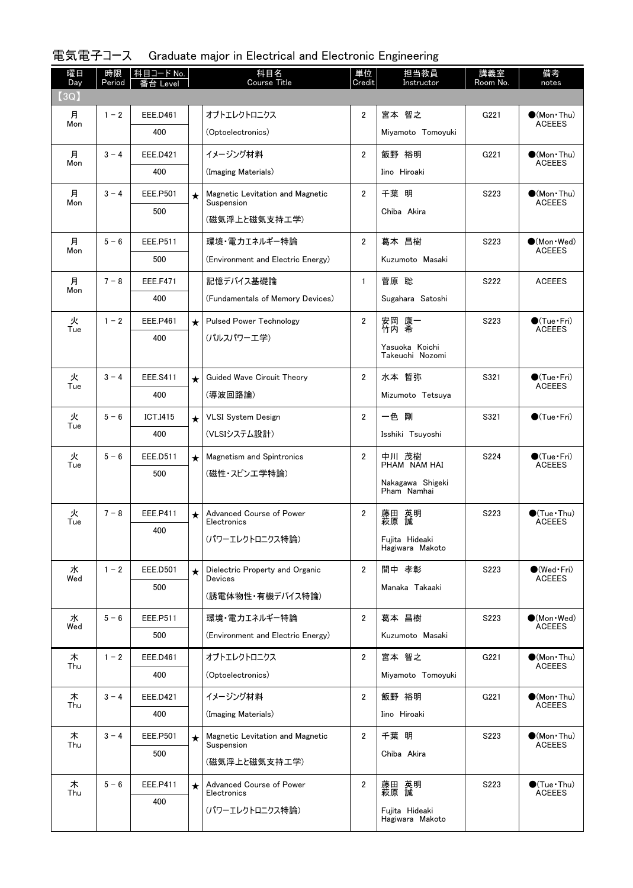## 電気電子コース　Graduate major in Electrical and Electronic Engineering

| 曜日 Day | 時限 Period | 科目コード No. 番台 Level | | 科目名 Course Title | 単位 Credit | 担当教員 Instructor | 講義室 Room No. | 備考 notes |
|---|---|---|---|---|---|---|---|---|
| 【3Q】 | | | | | | | | |
| 月 Mon | 1－2 | EEE.D461 400 | | オプトエレクトロニクス (Optoelectronics) | 2 | 宮本 智之 Miyamoto Tomoyuki | G221 | ●(Mon・Thu) ACEEES |
| 月 Mon | 3－4 | EEE.D421 400 | | イメージング材料 (Imaging Materials) | 2 | 飯野 裕明 Iino Hiroaki | G221 | ●(Mon・Thu) ACEEES |
| 月 Mon | 3－4 | EEE.P501 500 | ★ | Magnetic Levitation and Magnetic Suspension (磁気浮上と磁気支持工学) | 2 | 千葉 明 Chiba Akira | S223 | ●(Mon・Thu) ACEEES |
| 月 Mon | 5－6 | EEE.P511 500 | | 環境・電力エネルギー特論 (Environment and Electric Energy) | 2 | 葛本 昌樹 Kuzumoto Masaki | S223 | ●(Mon・Wed) ACEEES |
| 月 Mon | 7－8 | EEE.F471 400 | | 記憶デバイス基礎論 (Fundamentals of Memory Devices) | 1 | 菅原 聡 Sugahara Satoshi | S222 | ACEEES |
| 火 Tue | 1－2 | EEE.P461 400 | ★ | Pulsed Power Technology (パルスパワー工学) | 2 | 安岡 康一 竹内 希 Yasuoka Koichi Takeuchi Nozomi | S223 | ●(Tue・Fri) ACEEES |
| 火 Tue | 3－4 | EEE.S411 400 | ★ | Guided Wave Circuit Theory (導波回路論) | 2 | 水本 哲弥 Mizumoto Tetsuya | S321 | ●(Tue・Fri) ACEEES |
| 火 Tue | 5－6 | ICT.I415 400 | ★ | VLSI System Design (VLSIシステム設計) | 2 | 一色 剛 Isshiki Tsuyoshi | S321 | ●(Tue・Fri) |
| 火 Tue | 5－6 | EEE.D511 500 | ★ | Magnetism and Spintronics (磁性・スピン工学特論) | 2 | 中川 茂樹 PHAM NAM HAI Nakagawa Shigeki Pham Namhai | S224 | ●(Tue・Fri) ACEEES |
| 火 Tue | 7－8 | EEE.P411 400 | ★ | Advanced Course of Power Electronics (パワーエレクトロニクス特論) | 2 | 藤田 英明 萩原 誠 Fujita Hideaki Hagiwara Makoto | S223 | ●(Tue・Thu) ACEEES |
| 水 Wed | 1－2 | EEE.D501 500 | ★ | Dielectric Property and Organic Devices (誘電体物性・有機デバイス特論) | 2 | 間中 孝彰 Manaka Takaaki | S223 | ●(Wed・Fri) ACEEES |
| 水 Wed | 5－6 | EEE.P511 500 | | 環境・電力エネルギー特論 (Environment and Electric Energy) | 2 | 葛本 昌樹 Kuzumoto Masaki | S223 | ●(Mon・Wed) ACEEES |
| 木 Thu | 1－2 | EEE.D461 400 | | オプトエレクトロニクス (Optoelectronics) | 2 | 宮本 智之 Miyamoto Tomoyuki | G221 | ●(Mon・Thu) ACEEES |
| 木 Thu | 3－4 | EEE.D421 400 | | イメージング材料 (Imaging Materials) | 2 | 飯野 裕明 Iino Hiroaki | G221 | ●(Mon・Thu) ACEEES |
| 木 Thu | 3－4 | EEE.P501 500 | ★ | Magnetic Levitation and Magnetic Suspension (磁気浮上と磁気支持工学) | 2 | 千葉 明 Chiba Akira | S223 | ●(Mon・Thu) ACEEES |
| 木 Thu | 5－6 | EEE.P411 400 | ★ | Advanced Course of Power Electronics (パワーエレクトロニクス特論) | 2 | 藤田 英明 萩原 誠 Fujita Hideaki Hagiwara Makoto | S223 | ●(Tue・Thu) ACEEES |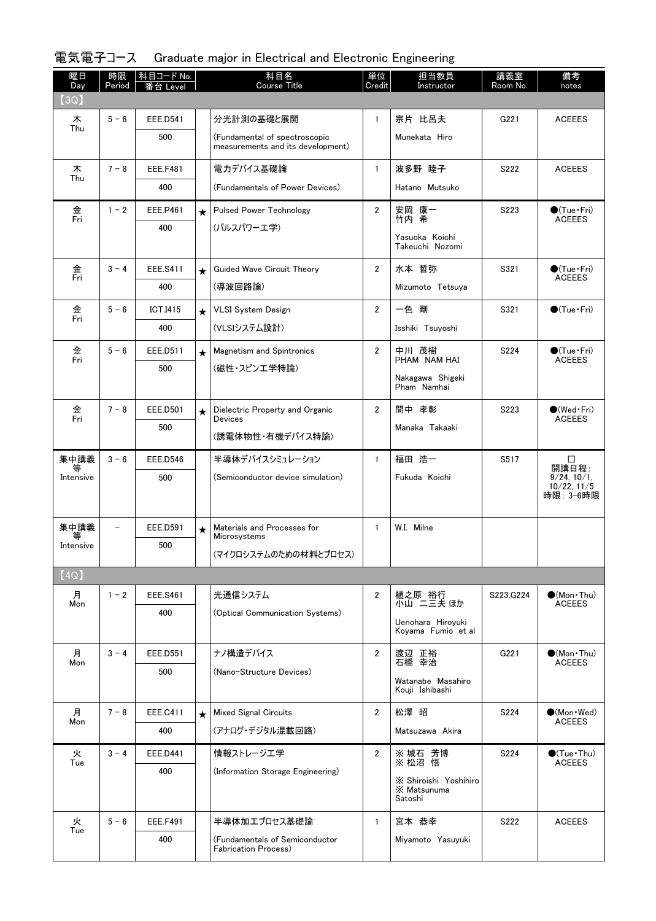## 電気電子コース　Graduate major in Electrical and Electronic Engineering

| 曜日 Day | 時限 Period | 科目コード No. 番台 Level | | 科目名 Course Title | 単位 Credit | 担当教員 Instructor | 講義室 Room No. | 備考 notes |
|---|---|---|---|---|---|---|---|---|
| 【3Q】 | | | | | | | | |
| 木 Thu | 5－6 | EEE.D541 500 | | 分光計測の基礎と展開 (Fundamental of spectroscopic measurements and its development) | 1 | 宗片 比呂夫 Munekata Hiro | G221 | ACEEES |
| 木 Thu | 7－8 | EEE.F481 400 | | 電力デバイス基礎論 (Fundamentals of Power Devices) | 1 | 波多野 睦子 Hatano Mutsuko | S222 | ACEEES |
| 金 Fri | 1－2 | EEE.P461 400 | ★ | Pulsed Power Technology (パルスパワー工学) | 2 | 安岡 康一 竹内 希 Yasuoka Koichi Takeuchi Nozomi | S223 | ●(Tue・Fri) ACEEES |
| 金 Fri | 3－4 | EEE.S411 400 | ★ | Guided Wave Circuit Theory (導波回路論) | 2 | 水本 哲弥 Mizumoto Tetsuya | S321 | ●(Tue・Fri) ACEEES |
| 金 Fri | 5－6 | ICT.I415 400 | ★ | VLSI System Design (VLSIシステム設計) | 2 | 一色 剛 Isshiki Tsuyoshi | S321 | ●(Tue・Fri) |
| 金 Fri | 5－6 | EEE.D511 500 | ★ | Magnetism and Spintronics (磁性・スピン工学特論) | 2 | 中川 茂樹 PHAM NAM HAI Nakagawa Shigeki Pham Namhai | S224 | ●(Tue・Fri) ACEEES |
| 金 Fri | 7－8 | EEE.D501 500 | ★ | Dielectric Property and Organic Devices (誘電体物性・有機デバイス特論) | 2 | 間中 孝彰 Manaka Takaaki | S223 | ●(Wed・Fri) ACEEES |
| 集中講義等 Intensive | 3－6 | EEE.D546 500 | | 半導体デバイスシミュレーション (Semiconductor device simulation) | 1 | 福田 浩一 Fukuda Koichi | S517 | □ 開講日程: 9/24, 10/1, 10/22, 11/5 時限: 3-6時限 |
| 集中講義等 Intensive | － | EEE.D591 500 | ★ | Materials and Processes for Microsystems (マイクロシステムのための材料とプロセス) | 1 | W.I. Milne | | |
| 【4Q】 | | | | | | | | |
| 月 Mon | 1－2 | EEE.S461 400 | | 光通信システム (Optical Communication Systems) | 2 | 植之原 裕行 小山 二三夫 ほか Uenohara Hiroyuki Koyama Fumio et al | S223,G224 | ●(Mon・Thu) ACEEES |
| 月 Mon | 3－4 | EEE.D551 500 | | ナノ構造デバイス (Nano-Structure Devices) | 2 | 渡辺 正裕 石橋 幸治 Watanabe Masahiro Kouji Ishibashi | G221 | ●(Mon・Thu) ACEEES |
| 月 Mon | 7－8 | EEE.C411 400 | ★ | Mixed Signal Circuits (アナログ・デジタル混載回路) | 2 | 松澤 昭 Matsuzawa Akira | S224 | ●(Mon・Wed) ACEEES |
| 火 Tue | 3－4 | EEE.D441 400 | | 情報ストレージ工学 (Information Storage Engineering) | 2 | ※ 城石 芳博 ※ 松沼 悟 ※ Shiroishi Yoshihiro ※ Matsunuma Satoshi | S224 | ●(Tue・Thu) ACEEES |
| 火 Tue | 5－6 | EEE.F491 400 | | 半導体加工プロセス基礎論 (Fundamentals of Semiconductor Fabrication Process) | 1 | 宮本 恭幸 Miyamoto Yasuyuki | S222 | ACEEES |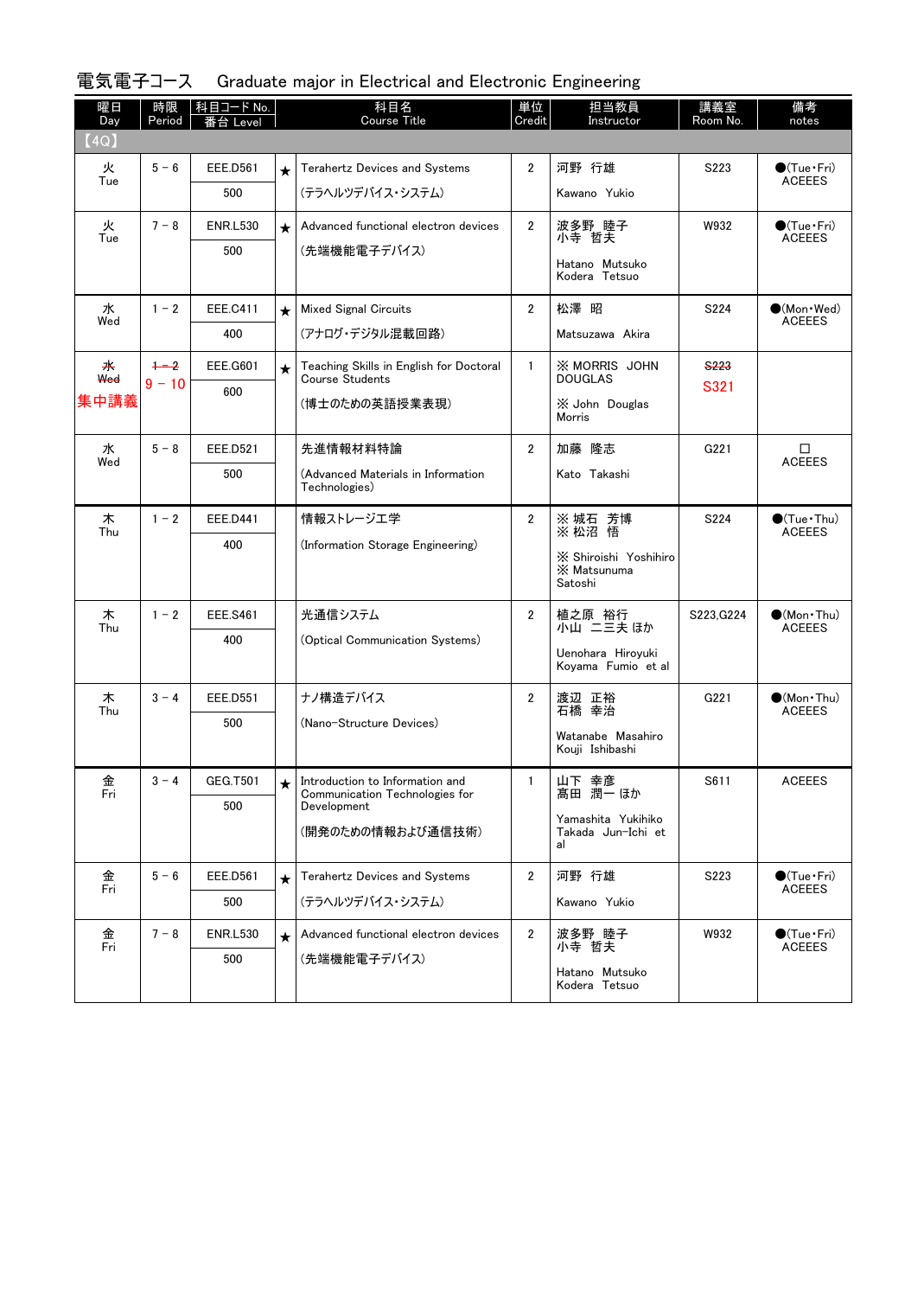# 電気電子コース　Graduate major in Electrical and Electronic Engineering

| 曜日 Day | 時限 Period | 科目コード No. / 番台 Level | | 科目名 Course Title | 単位 Credit | 担当教員 Instructor | 講義室 Room No. | 備考 notes |
|---|---|---|---|---|---|---|---|---|
| 【4Q】 | | | | | | | | |
| 火 Tue | 5 － 6 | EEE.D561 / 500 | ★ | Terahertz Devices and Systems (テラヘルツデバイス・システム) | 2 | 河野　行雄 / Kawano　Yukio | S223 | ●(Tue・Fri) ACEEES |
| 火 Tue | 7 － 8 | ENR.L530 / 500 | ★ | Advanced functional electron devices (先端機能電子デバイス) | 2 | 波多野　睦子 / 小寺　哲夫 / Hatano　Mutsuko / Kodera　Tetsuo | W932 | ●(Tue・Fri) ACEEES |
| 水 Wed | 1 － 2 | EEE.C411 / 400 | ★ | Mixed Signal Circuits (アナログ・デジタル混載回路) | 2 | 松澤　昭 / Matsuzawa　Akira | S224 | ●(Mon・Wed) ACEEES |
| ~~水 Wed~~ 集中講義 | ~~1 － 2~~ 9 － 10 | EEE.G601 / 600 | ★ | Teaching Skills in English for Doctoral Course Students (博士のための英語授業表現) | 1 | ※ MORRIS　JOHN DOUGLAS / ※ John　Douglas Morris | ~~S223~~ S321 | |
| 水 Wed | 5 － 8 | EEE.D521 / 500 | | 先進情報材料特論 (Advanced Materials in Information Technologies) | 2 | 加藤　隆志 / Kato　Takashi | G221 | □ ACEEES |
| 木 Thu | 1 － 2 | EEE.D441 / 400 | | 情報ストレージ工学 (Information Storage Engineering) | 2 | ※ 城石　芳博 / ※ 松沼　悟 / ※ Shiroishi　Yoshihiro / ※ Matsunuma Satoshi | S224 | ●(Tue・Thu) ACEEES |
| 木 Thu | 1 － 2 | EEE.S461 / 400 | | 光通信システム (Optical Communication Systems) | 2 | 植之原　裕行 / 小山　二三夫 ほか / Uenohara　Hiroyuki / Koyama　Fumio　et al | S223,G224 | ●(Mon・Thu) ACEEES |
| 木 Thu | 3 － 4 | EEE.D551 / 500 | | ナノ構造デバイス (Nano-Structure Devices) | 2 | 渡辺　正裕 / 石橋　幸治 / Watanabe　Masahiro / Kouji　Ishibashi | G221 | ●(Mon・Thu) ACEEES |
| 金 Fri | 3 － 4 | GEG.T501 / 500 | ★ | Introduction to Information and Communication Technologies for Development (開発のための情報および通信技術) | 1 | 山下　幸彦 / 髙田　潤一 ほか / Yamashita　Yukihiko / Takada　Jun-Ichi　et al | S611 | ACEEES |
| 金 Fri | 5 － 6 | EEE.D561 / 500 | ★ | Terahertz Devices and Systems (テラヘルツデバイス・システム) | 2 | 河野　行雄 / Kawano　Yukio | S223 | ●(Tue・Fri) ACEEES |
| 金 Fri | 7 － 8 | ENR.L530 / 500 | ★ | Advanced functional electron devices (先端機能電子デバイス) | 2 | 波多野　睦子 / 小寺　哲夫 / Hatano　Mutsuko / Kodera　Tetsuo | W932 | ●(Tue・Fri) ACEEES |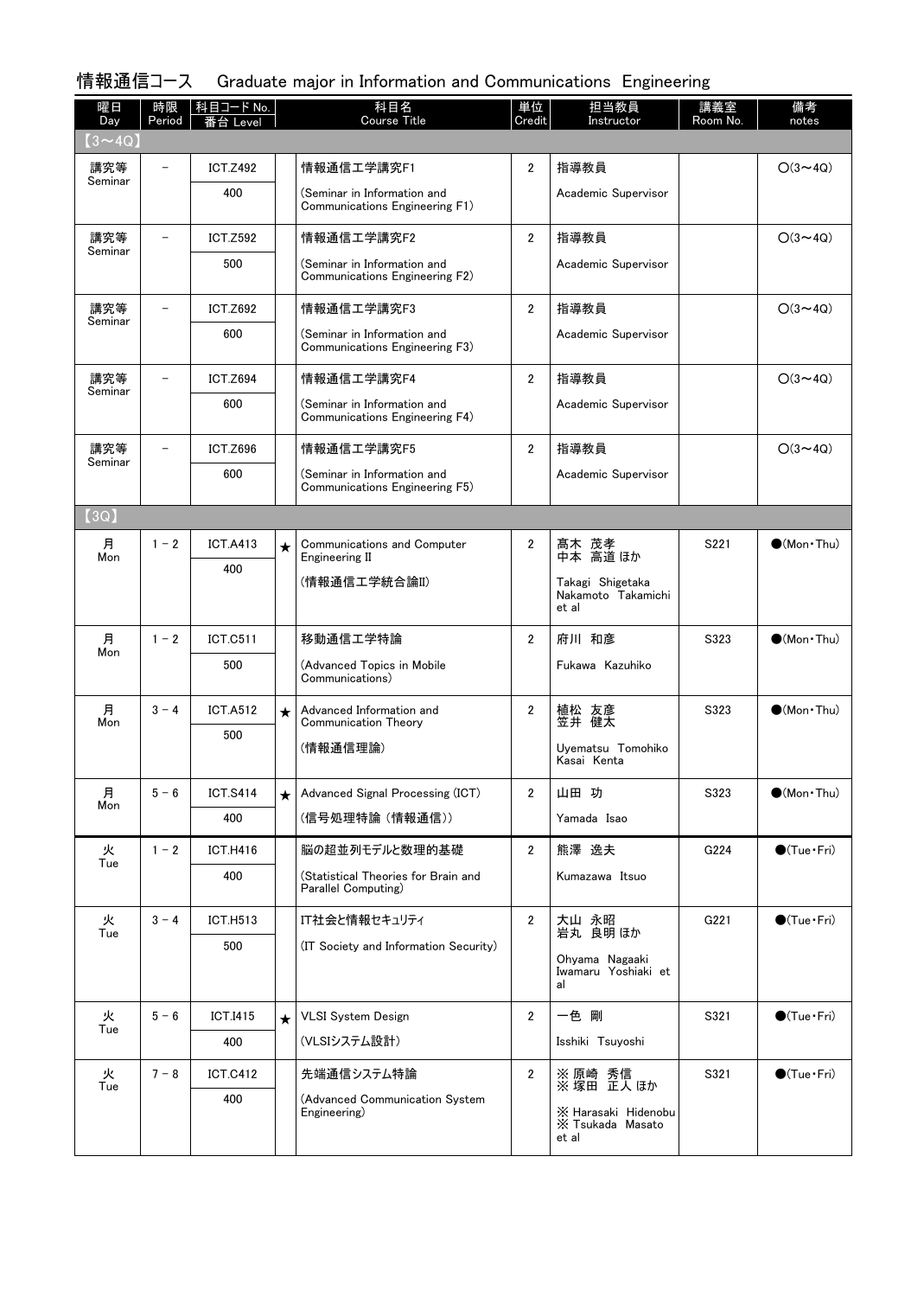# 情報通信コース　Graduate major in Information and Communications Engineering

| 曜日 Day | 時限 Period | 科目コード No. 番台 Level | | 科目名 Course Title | 単位 Credit | 担当教員 Instructor | 講義室 Room No. | 備考 notes |
|---|---|---|---|---|---|---|---|---|
| 【3～4Q】 | | | | | | | | |
| 講究等 Seminar | － | ICT.Z492 400 | | 情報通信工学講究F1 (Seminar in Information and Communications Engineering F1) | 2 | 指導教員 Academic Supervisor | | ○(3～4Q) |
| 講究等 Seminar | － | ICT.Z592 500 | | 情報通信工学講究F2 (Seminar in Information and Communications Engineering F2) | 2 | 指導教員 Academic Supervisor | | ○(3～4Q) |
| 講究等 Seminar | － | ICT.Z692 600 | | 情報通信工学講究F3 (Seminar in Information and Communications Engineering F3) | 2 | 指導教員 Academic Supervisor | | ○(3～4Q) |
| 講究等 Seminar | － | ICT.Z694 600 | | 情報通信工学講究F4 (Seminar in Information and Communications Engineering F4) | 2 | 指導教員 Academic Supervisor | | ○(3～4Q) |
| 講究等 Seminar | － | ICT.Z696 600 | | 情報通信工学講究F5 (Seminar in Information and Communications Engineering F5) | 2 | 指導教員 Academic Supervisor | | ○(3～4Q) |
| 【3Q】 | | | | | | | | |
| 月 Mon | 1－2 | ICT.A413 400 | ★ | Communications and Computer Engineering II (情報通信工学統合論II) | 2 | 髙木 茂孝 中本 高道 ほか Takagi Shigetaka Nakamoto Takamichi et al | S221 | ●(Mon・Thu) |
| 月 Mon | 1－2 | ICT.C511 500 | | 移動通信工学特論 (Advanced Topics in Mobile Communications) | 2 | 府川 和彦 Fukawa Kazuhiko | S323 | ●(Mon・Thu) |
| 月 Mon | 3－4 | ICT.A512 500 | ★ | Advanced Information and Communication Theory (情報通信理論) | 2 | 植松 友彦 笠井 健太 Uyematsu Tomohiko Kasai Kenta | S323 | ●(Mon・Thu) |
| 月 Mon | 5－6 | ICT.S414 400 | ★ | Advanced Signal Processing (ICT) (信号処理特論（情報通信）) | 2 | 山田 功 Yamada Isao | S323 | ●(Mon・Thu) |
| 火 Tue | 1－2 | ICT.H416 400 | | 脳の超並列モデルと数理的基礎 (Statistical Theories for Brain and Parallel Computing) | 2 | 熊澤 逸夫 Kumazawa Itsuo | G224 | ●(Tue・Fri) |
| 火 Tue | 3－4 | ICT.H513 500 | | IT社会と情報セキュリティ (IT Society and Information Security) | 2 | 大山 永昭 岩丸 良明 ほか Ohyama Nagaaki Iwamaru Yoshiaki et al | G221 | ●(Tue・Fri) |
| 火 Tue | 5－6 | ICT.I415 400 | ★ | VLSI System Design (VLSIシステム設計) | 2 | 一色 剛 Isshiki Tsuyoshi | S321 | ●(Tue・Fri) |
| 火 Tue | 7－8 | ICT.C412 400 | | 先端通信システム特論 (Advanced Communication System Engineering) | 2 | ※ 原崎 秀信 ※ 塚田 正人 ほか ※ Harasaki Hidenobu ※ Tsukada Masato et al | S321 | ●(Tue・Fri) |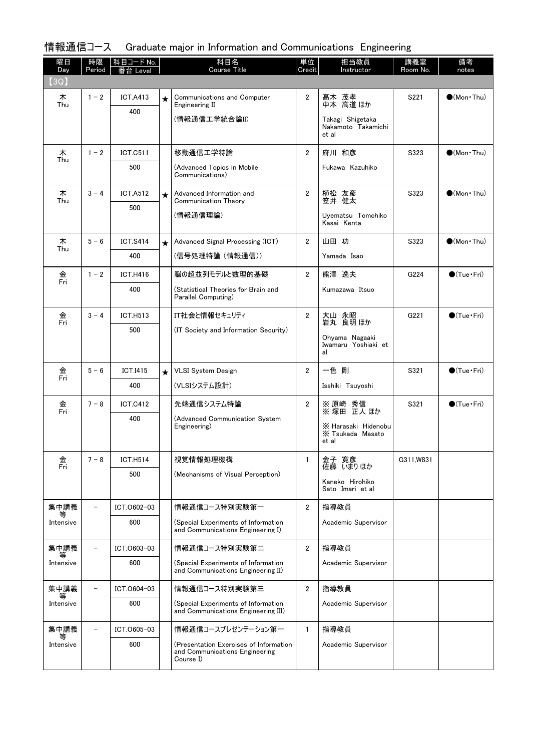## 情報通信コース　Graduate major in Information and Communications Engineering

| 曜日 Day | 時限 Period | 科目コード No. 番台 Level | | 科目名 Course Title | 単位 Credit | 担当教員 Instructor | 講義室 Room No. | 備考 notes |
|---|---|---|---|---|---|---|---|---|
| 【3Q】 | | | | | | | | |
| 木 Thu | 1－2 | ICT.A413<br>400 | ★ | Communications and Computer Engineering II<br>(情報通信工学統合論II) | 2 | 髙木　茂孝<br>中本　高道 ほか<br>Takagi Shigetaka<br>Nakamoto Takamichi et al | S221 | ●(Mon・Thu) |
| 木 Thu | 1－2 | ICT.C511<br>500 | | 移動通信工学特論<br>(Advanced Topics in Mobile Communications) | 2 | 府川　和彦<br>Fukawa Kazuhiko | S323 | ●(Mon・Thu) |
| 木 Thu | 3－4 | ICT.A512<br>500 | ★ | Advanced Information and Communication Theory<br>(情報通信理論) | 2 | 植松　友彦<br>笠井　健太<br>Uyematsu Tomohiko<br>Kasai Kenta | S323 | ●(Mon・Thu) |
| 木 Thu | 5－6 | ICT.S414<br>400 | ★ | Advanced Signal Processing (ICT)<br>(信号処理特論（情報通信）) | 2 | 山田　功<br>Yamada Isao | S323 | ●(Mon・Thu) |
| 金 Fri | 1－2 | ICT.H416<br>400 | | 脳の超並列モデルと数理的基礎<br>(Statistical Theories for Brain and Parallel Computing) | 2 | 熊澤　逸夫<br>Kumazawa Itsuo | G224 | ●(Tue・Fri) |
| 金 Fri | 3－4 | ICT.H513<br>500 | | IT社会と情報セキュリティ<br>(IT Society and Information Security) | 2 | 大山　永昭<br>岩丸　良明 ほか<br>Ohyama Nagaaki<br>Iwamaru Yoshiaki et al | G221 | ●(Tue・Fri) |
| 金 Fri | 5－6 | ICT.I415<br>400 | ★ | VLSI System Design<br>(VLSIシステム設計) | 2 | 一色　剛<br>Isshiki Tsuyoshi | S321 | ●(Tue・Fri) |
| 金 Fri | 7－8 | ICT.C412<br>400 | | 先端通信システム特論<br>(Advanced Communication System Engineering) | 2 | ※ 原崎　秀信<br>※ 塚田　正人 ほか<br>※ Harasaki Hidenobu<br>※ Tsukada Masato et al | S321 | ●(Tue・Fri) |
| 金 Fri | 7－8 | ICT.H514<br>500 | | 視覚情報処理機構<br>(Mechanisms of Visual Perception) | 1 | 金子　寛彦<br>佐藤　いまり ほか<br>Kaneko Hirohiko<br>Sato Imari et al | G311,W831 | |
| 集中講義等 Intensive | － | ICT.O602-03<br>600 | | 情報通信コース特別実験第一<br>(Special Experiments of Information and Communications Engineering I) | 2 | 指導教員<br>Academic Supervisor | | |
| 集中講義等 Intensive | － | ICT.O603-03<br>600 | | 情報通信コース特別実験第二<br>(Special Experiments of Information and Communications Engineering II) | 2 | 指導教員<br>Academic Supervisor | | |
| 集中講義等 Intensive | － | ICT.O604-03<br>600 | | 情報通信コース特別実験第三<br>(Special Experiments of Information and Communications Engineering III) | 2 | 指導教員<br>Academic Supervisor | | |
| 集中講義等 Intensive | － | ICT.O605-03<br>600 | | 情報通信コースプレゼンテーション第一<br>(Presentation Exercises of Information and Communications Engineering Course I) | 1 | 指導教員<br>Academic Supervisor | | |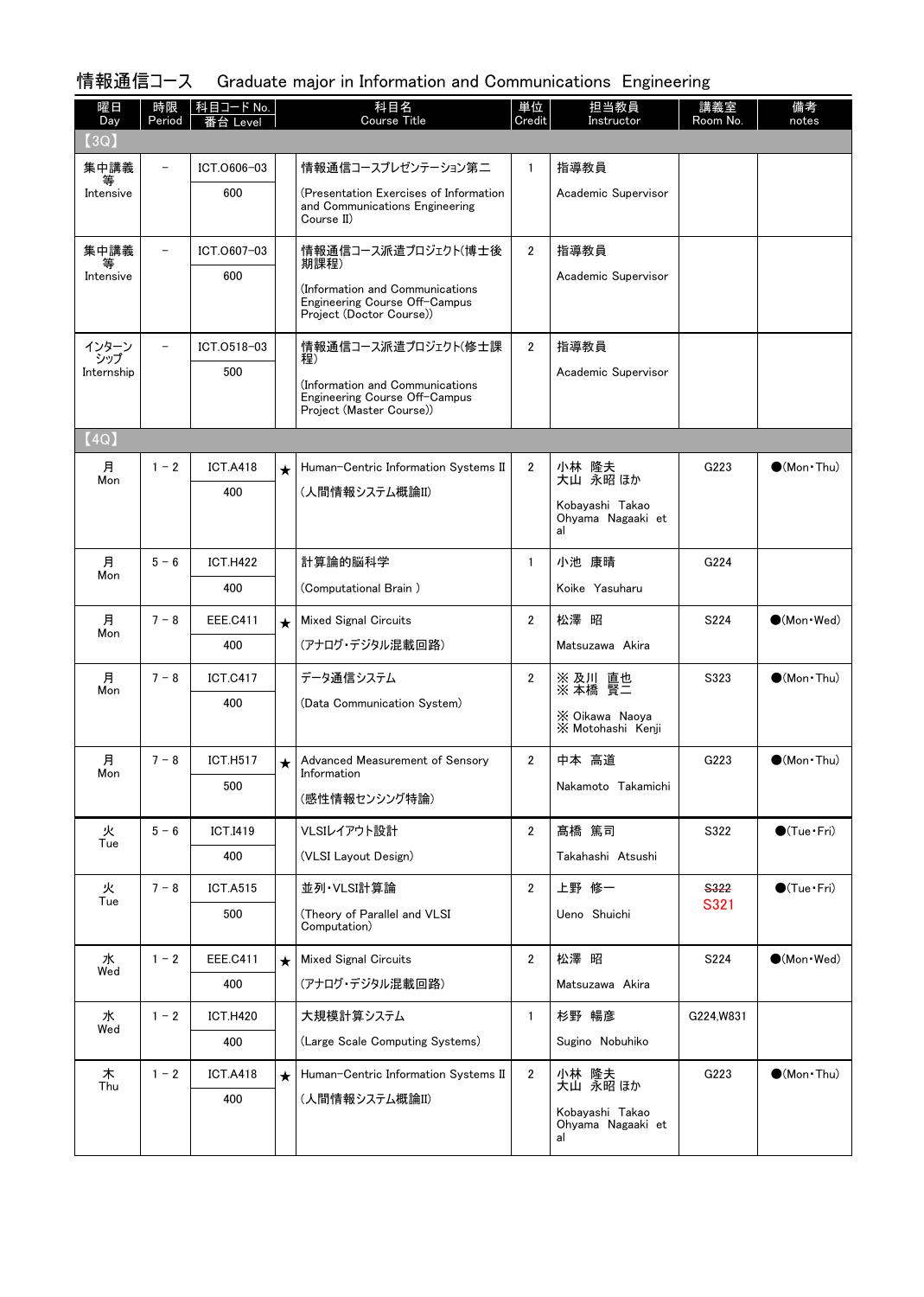## 情報通信コース　Graduate major in Information and Communications Engineering

| 曜日 Day | 時限 Period | 科目コード No. 番台 Level | | 科目名 Course Title | 単位 Credit | 担当教員 Instructor | 講義室 Room No. | 備考 notes |
|---|---|---|---|---|---|---|---|---|
| 【3Q】 | | | | | | | | |
| 集中講義等 Intensive | － | ICT.O606-03<br>600 | | 情報通信コースプレゼンテーション第二<br>(Presentation Exercises of Information and Communications Engineering Course II) | 1 | 指導教員<br>Academic Supervisor | | |
| 集中講義等 Intensive | － | ICT.O607-03<br>600 | | 情報通信コース派遣プロジェクト(博士後期課程)<br>(Information and Communications Engineering Course Off-Campus Project (Doctor Course)) | 2 | 指導教員<br>Academic Supervisor | | |
| インターンシップ Internship | － | ICT.O518-03<br>500 | | 情報通信コース派遣プロジェクト(修士課程)<br>(Information and Communications Engineering Course Off-Campus Project (Master Course)) | 2 | 指導教員<br>Academic Supervisor | | |
| 【4Q】 | | | | | | | | |
| 月 Mon | 1－2 | ICT.A418<br>400 | ★ | Human-Centric Information Systems II<br>(人間情報システム概論II) | 2 | 小林 隆夫<br>大山 永昭 ほか<br>Kobayashi Takao<br>Ohyama Nagaaki et al | G223 | ●(Mon・Thu) |
| 月 Mon | 5－6 | ICT.H422<br>400 | | 計算論的脳科学<br>(Computational Brain ) | 1 | 小池 康晴<br>Koike Yasuharu | G224 | |
| 月 Mon | 7－8 | EEE.C411<br>400 | ★ | Mixed Signal Circuits<br>(アナログ・デジタル混載回路) | 2 | 松澤 昭<br>Matsuzawa Akira | S224 | ●(Mon・Wed) |
| 月 Mon | 7－8 | ICT.C417<br>400 | | データ通信システム<br>(Data Communication System) | 2 | ※ 及川 直也<br>※ 本橋 賢二<br>※ Oikawa Naoya<br>※ Motohashi Kenji | S323 | ●(Mon・Thu) |
| 月 Mon | 7－8 | ICT.H517<br>500 | ★ | Advanced Measurement of Sensory Information<br>(感性情報センシング特論) | 2 | 中本 高道<br>Nakamoto Takamichi | G223 | ●(Mon・Thu) |
| 火 Tue | 5－6 | ICT.I419<br>400 | | VLSIレイアウト設計<br>(VLSI Layout Design) | 2 | 髙橋 篤司<br>Takahashi Atsushi | S322 | ●(Tue・Fri) |
| 火 Tue | 7－8 | ICT.A515<br>500 | | 並列・VLSI計算論<br>(Theory of Parallel and VLSI Computation) | 2 | 上野 修一<br>Ueno Shuichi | ~~S322~~ S321 | ●(Tue・Fri) |
| 水 Wed | 1－2 | EEE.C411<br>400 | ★ | Mixed Signal Circuits<br>(アナログ・デジタル混載回路) | 2 | 松澤 昭<br>Matsuzawa Akira | S224 | ●(Mon・Wed) |
| 水 Wed | 1－2 | ICT.H420<br>400 | | 大規模計算システム<br>(Large Scale Computing Systems) | 1 | 杉野 暢彦<br>Sugino Nobuhiko | G224,W831 | |
| 木 Thu | 1－2 | ICT.A418<br>400 | ★ | Human-Centric Information Systems II<br>(人間情報システム概論II) | 2 | 小林 隆夫<br>大山 永昭 ほか<br>Kobayashi Takao<br>Ohyama Nagaaki et al | G223 | ●(Mon・Thu) |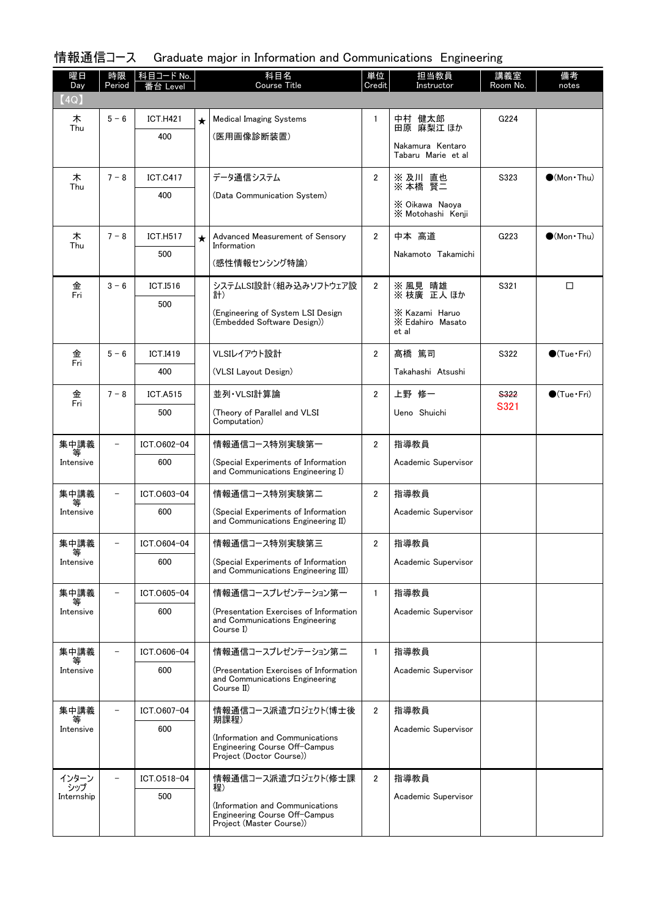# 情報通信コース　Graduate major in Information and Communications Engineering

| 曜日 Day | 時限 Period | 科目コード No. 番台 Level | | 科目名 Course Title | 単位 Credit | 担当教員 Instructor | 講義室 Room No. | 備考 notes |
|---|---|---|---|---|---|---|---|---|
| 【4Q】 | | | | | | | | |
| 木 Thu | 5－6 | ICT.H421<br>400 | ★ | Medical Imaging Systems<br>(医用画像診断装置) | 1 | 中村　健太郎<br>田原　麻梨江 ほか<br>Nakamura Kentaro<br>Tabaru Marie et al | G224 | |
| 木 Thu | 7－8 | ICT.C417<br>400 | | データ通信システム<br>(Data Communication System) | 2 | ※ 及川　直也<br>※ 本橋　賢二<br>※ Oikawa Naoya<br>※ Motohashi Kenji | S323 | ●(Mon・Thu) |
| 木 Thu | 7－8 | ICT.H517<br>500 | ★ | Advanced Measurement of Sensory Information<br>(感性情報センシング特論) | 2 | 中本　高道<br>Nakamoto Takamichi | G223 | ●(Mon・Thu) |
| 金 Fri | 3－6 | ICT.I516<br>500 | | システムLSI設計（組み込みソフトウェア設計）<br>(Engineering of System LSI Design (Embedded Software Design)) | 2 | ※ 風見　晴雄<br>※ 枝廣　正人 ほか<br>※ Kazami Haruo<br>※ Edahiro Masato et al | S321 | □ |
| 金 Fri | 5－6 | ICT.I419<br>400 | | VLSIレイアウト設計<br>(VLSI Layout Design) | 2 | 髙橋　篤司<br>Takahashi Atsushi | S322 | ●(Tue・Fri) |
| 金 Fri | 7－8 | ICT.A515<br>500 | | 並列・VLSI計算論<br>(Theory of Parallel and VLSI Computation) | 2 | 上野　修一<br>Ueno Shuichi | ~~S322~~<br>S321 | ●(Tue・Fri) |
| 集中講義等 Intensive | － | ICT.O602-04<br>600 | | 情報通信コース特別実験第一<br>(Special Experiments of Information and Communications Engineering I) | 2 | 指導教員<br>Academic Supervisor | | |
| 集中講義等 Intensive | － | ICT.O603-04<br>600 | | 情報通信コース特別実験第二<br>(Special Experiments of Information and Communications Engineering II) | 2 | 指導教員<br>Academic Supervisor | | |
| 集中講義等 Intensive | － | ICT.O604-04<br>600 | | 情報通信コース特別実験第三<br>(Special Experiments of Information and Communications Engineering III) | 2 | 指導教員<br>Academic Supervisor | | |
| 集中講義等 Intensive | － | ICT.O605-04<br>600 | | 情報通信コースプレゼンテーション第一<br>(Presentation Exercises of Information and Communications Engineering Course I) | 1 | 指導教員<br>Academic Supervisor | | |
| 集中講義等 Intensive | － | ICT.O606-04<br>600 | | 情報通信コースプレゼンテーション第二<br>(Presentation Exercises of Information and Communications Engineering Course II) | 1 | 指導教員<br>Academic Supervisor | | |
| 集中講義等 Intensive | － | ICT.O607-04<br>600 | | 情報通信コース派遣プロジェクト(博士後期課程)<br>(Information and Communications Engineering Course Off-Campus Project (Doctor Course)) | 2 | 指導教員<br>Academic Supervisor | | |
| インターンシップ Internship | － | ICT.O518-04<br>500 | | 情報通信コース派遣プロジェクト(修士課程)<br>(Information and Communications Engineering Course Off-Campus Project (Master Course)) | 2 | 指導教員<br>Academic Supervisor | | |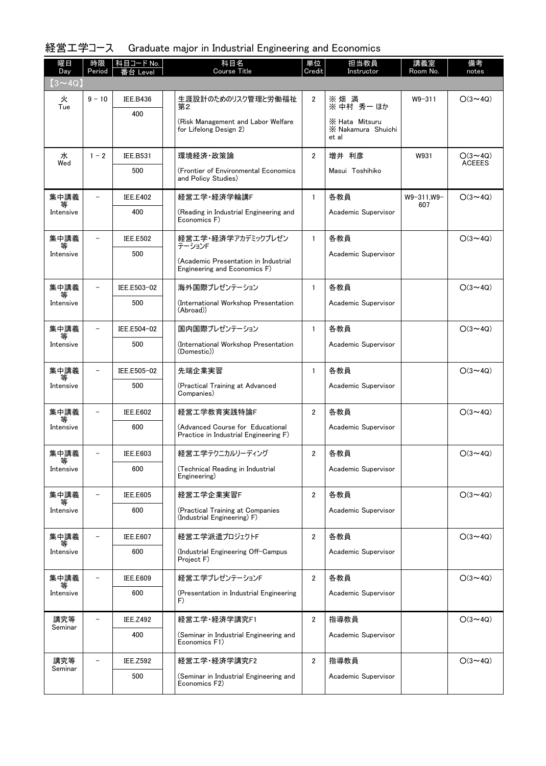## 経営工学コース　Graduate major in Industrial Engineering and Economics

| 曜日 Day | 時限 Period | 科目コード No. 番台 Level | 科目名 Course Title | 単位 Credit | 担当教員 Instructor | 講義室 Room No. | 備考 notes |
|---|---|---|---|---|---|---|---|
| 【3～4Q】 | | | | | | | |
| 火 Tue | 9 - 10 | IEE.B436 400 | 生涯設計のためのリスク管理と労働福祉第2 (Risk Management and Labor Welfare for Lifelong Design 2) | 2 | ※ 畑 満 ※ 中村 秀一 ほか ※ Hata Mitsuru ※ Nakamura Shuichi et al | W9-311 | ○(3～4Q) |
| 水 Wed | 1 - 2 | IEE.B531 500 | 環境経済・政策論 (Frontier of Environmental Economics and Policy Studies) | 2 | 増井 利彦 Masui Toshihiko | W931 | ○(3～4Q) ACEEES |
| 集中講義等 Intensive | - | IEE.E402 400 | 経営工学・経済学輪講F (Reading in Industrial Engineering and Economics F) | 1 | 各教員 Academic Supervisor | W9-311,W9-607 | ○(3～4Q) |
| 集中講義等 Intensive | - | IEE.E502 500 | 経営工学・経済学アカデミックプレゼンテーションF (Academic Presentation in Industrial Engineering and Economics F) | 1 | 各教員 Academic Supervisor | | ○(3～4Q) |
| 集中講義等 Intensive | - | IEE.E503-02 500 | 海外国際プレゼンテーション (International Workshop Presentation (Abroad)) | 1 | 各教員 Academic Supervisor | | ○(3～4Q) |
| 集中講義等 Intensive | - | IEE.E504-02 500 | 国内国際プレゼンテーション (International Workshop Presentation (Domestic)) | 1 | 各教員 Academic Supervisor | | ○(3～4Q) |
| 集中講義等 Intensive | - | IEE.E505-02 500 | 先端企業実習 (Practical Training at Advanced Companies) | 1 | 各教員 Academic Supervisor | | ○(3～4Q) |
| 集中講義等 Intensive | - | IEE.E602 600 | 経営工学教育実践特論F (Advanced Course for Educational Practice in Industrial Engineering F) | 2 | 各教員 Academic Supervisor | | ○(3～4Q) |
| 集中講義等 Intensive | - | IEE.E603 600 | 経営工学テクニカルリーディング (Technical Reading in Industrial Engineering) | 2 | 各教員 Academic Supervisor | | ○(3～4Q) |
| 集中講義等 Intensive | - | IEE.E605 600 | 経営工学企業実習F (Practical Training at Companies (Industrial Engineering) F) | 2 | 各教員 Academic Supervisor | | ○(3～4Q) |
| 集中講義等 Intensive | - | IEE.E607 600 | 経営工学派遣プロジェクトF (Industrial Engineering Off-Campus Project F) | 2 | 各教員 Academic Supervisor | | ○(3～4Q) |
| 集中講義等 Intensive | - | IEE.E609 600 | 経営工学プレゼンテーションF (Presentation in Industrial Engineering F) | 2 | 各教員 Academic Supervisor | | ○(3～4Q) |
| 講究等 Seminar | - | IEE.Z492 400 | 経営工学・経済学講究F1 (Seminar in Industrial Engineering and Economics F1) | 2 | 指導教員 Academic Supervisor | | ○(3～4Q) |
| 講究等 Seminar | - | IEE.Z592 500 | 経営工学・経済学講究F2 (Seminar in Industrial Engineering and Economics F2) | 2 | 指導教員 Academic Supervisor | | ○(3～4Q) |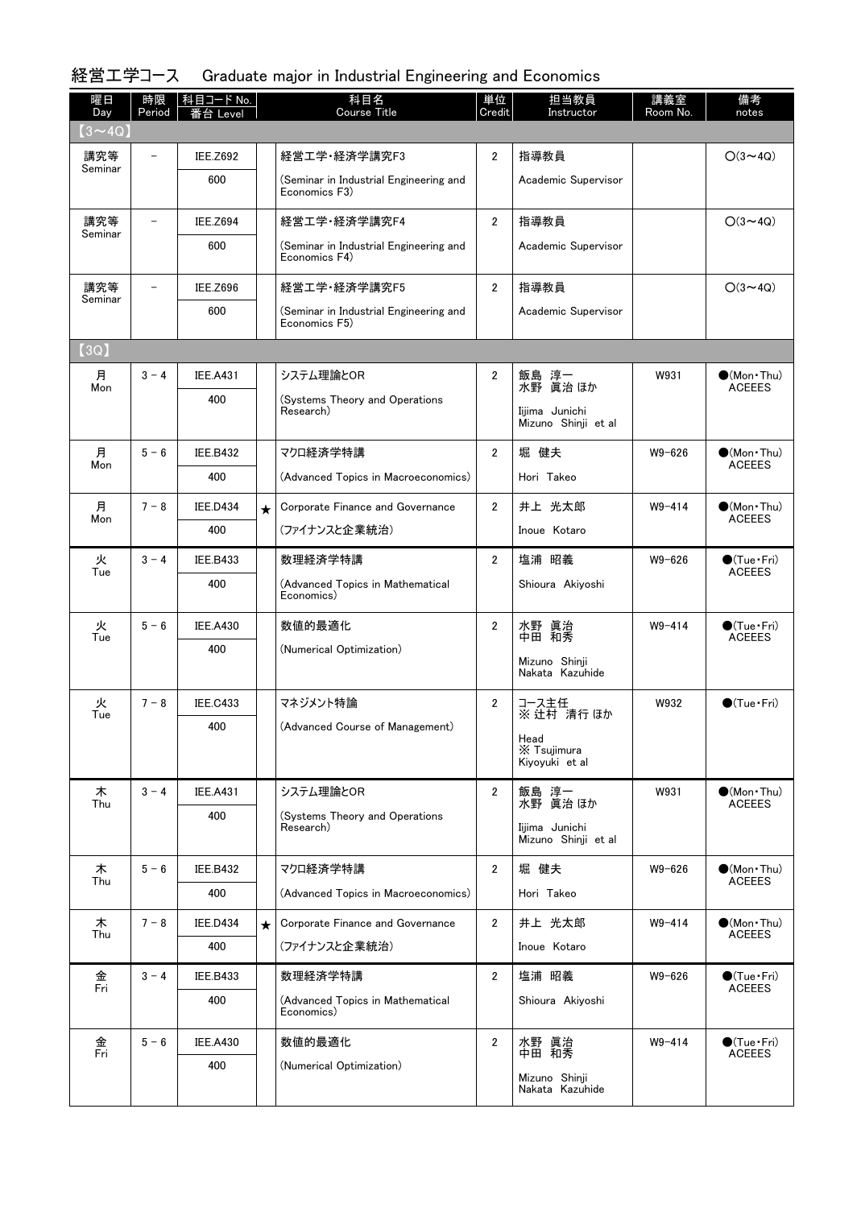# 経営工学コース　Graduate major in Industrial Engineering and Economics

| 曜日 Day | 時限 Period | 科目コード No. 番台 Level | | 科目名 Course Title | 単位 Credit | 担当教員 Instructor | 講義室 Room No. | 備考 notes |
|---|---|---|---|---|---|---|---|---|
| 【3～4Q】 | | | | | | | | |
| 講究等 Seminar | － | IEE.Z692<br>600 | | 経営工学・経済学講究F3<br>(Seminar in Industrial Engineering and Economics F3) | 2 | 指導教員<br>Academic Supervisor | | ○(3～4Q) |
| 講究等 Seminar | － | IEE.Z694<br>600 | | 経営工学・経済学講究F4<br>(Seminar in Industrial Engineering and Economics F4) | 2 | 指導教員<br>Academic Supervisor | | ○(3～4Q) |
| 講究等 Seminar | － | IEE.Z696<br>600 | | 経営工学・経済学講究F5<br>(Seminar in Industrial Engineering and Economics F5) | 2 | 指導教員<br>Academic Supervisor | | ○(3～4Q) |
| 【3Q】 | | | | | | | | |
| 月 Mon | 3 - 4 | IEE.A431<br>400 | | システム理論とOR<br>(Systems Theory and Operations Research) | 2 | 飯島 淳一<br>水野 眞治 ほか<br>Iijima Junichi<br>Mizuno Shinji et al | W931 | ●(Mon・Thu)<br>ACEEES |
| 月 Mon | 5 - 6 | IEE.B432<br>400 | | マクロ経済学特講<br>(Advanced Topics in Macroeconomics) | 2 | 堀 健夫<br>Hori Takeo | W9-626 | ●(Mon・Thu)<br>ACEEES |
| 月 Mon | 7 - 8 | IEE.D434<br>400 | ★ | Corporate Finance and Governance<br>(ファイナンスと企業統治) | 2 | 井上 光太郎<br>Inoue Kotaro | W9-414 | ●(Mon・Thu)<br>ACEEES |
| 火 Tue | 3 - 4 | IEE.B433<br>400 | | 数理経済学特講<br>(Advanced Topics in Mathematical Economics) | 2 | 塩浦 昭義<br>Shioura Akiyoshi | W9-626 | ●(Tue・Fri)<br>ACEEES |
| 火 Tue | 5 - 6 | IEE.A430<br>400 | | 数値的最適化<br>(Numerical Optimization) | 2 | 水野 眞治<br>中田 和秀<br>Mizuno Shinji<br>Nakata Kazuhide | W9-414 | ●(Tue・Fri)<br>ACEEES |
| 火 Tue | 7 - 8 | IEE.C433<br>400 | | マネジメント特論<br>(Advanced Course of Management) | 2 | コース主任<br>※ 辻村 清行 ほか<br>Head<br>※ Tsujimura Kiyoyuki et al | W932 | ●(Tue・Fri) |
| 木 Thu | 3 - 4 | IEE.A431<br>400 | | システム理論とOR<br>(Systems Theory and Operations Research) | 2 | 飯島 淳一<br>水野 眞治 ほか<br>Iijima Junichi<br>Mizuno Shinji et al | W931 | ●(Mon・Thu)<br>ACEEES |
| 木 Thu | 5 - 6 | IEE.B432<br>400 | | マクロ経済学特講<br>(Advanced Topics in Macroeconomics) | 2 | 堀 健夫<br>Hori Takeo | W9-626 | ●(Mon・Thu)<br>ACEEES |
| 木 Thu | 7 - 8 | IEE.D434<br>400 | ★ | Corporate Finance and Governance<br>(ファイナンスと企業統治) | 2 | 井上 光太郎<br>Inoue Kotaro | W9-414 | ●(Mon・Thu)<br>ACEEES |
| 金 Fri | 3 - 4 | IEE.B433<br>400 | | 数理経済学特講<br>(Advanced Topics in Mathematical Economics) | 2 | 塩浦 昭義<br>Shioura Akiyoshi | W9-626 | ●(Tue・Fri)<br>ACEEES |
| 金 Fri | 5 - 6 | IEE.A430<br>400 | | 数値的最適化<br>(Numerical Optimization) | 2 | 水野 眞治<br>中田 和秀<br>Mizuno Shinji<br>Nakata Kazuhide | W9-414 | ●(Tue・Fri)<br>ACEEES |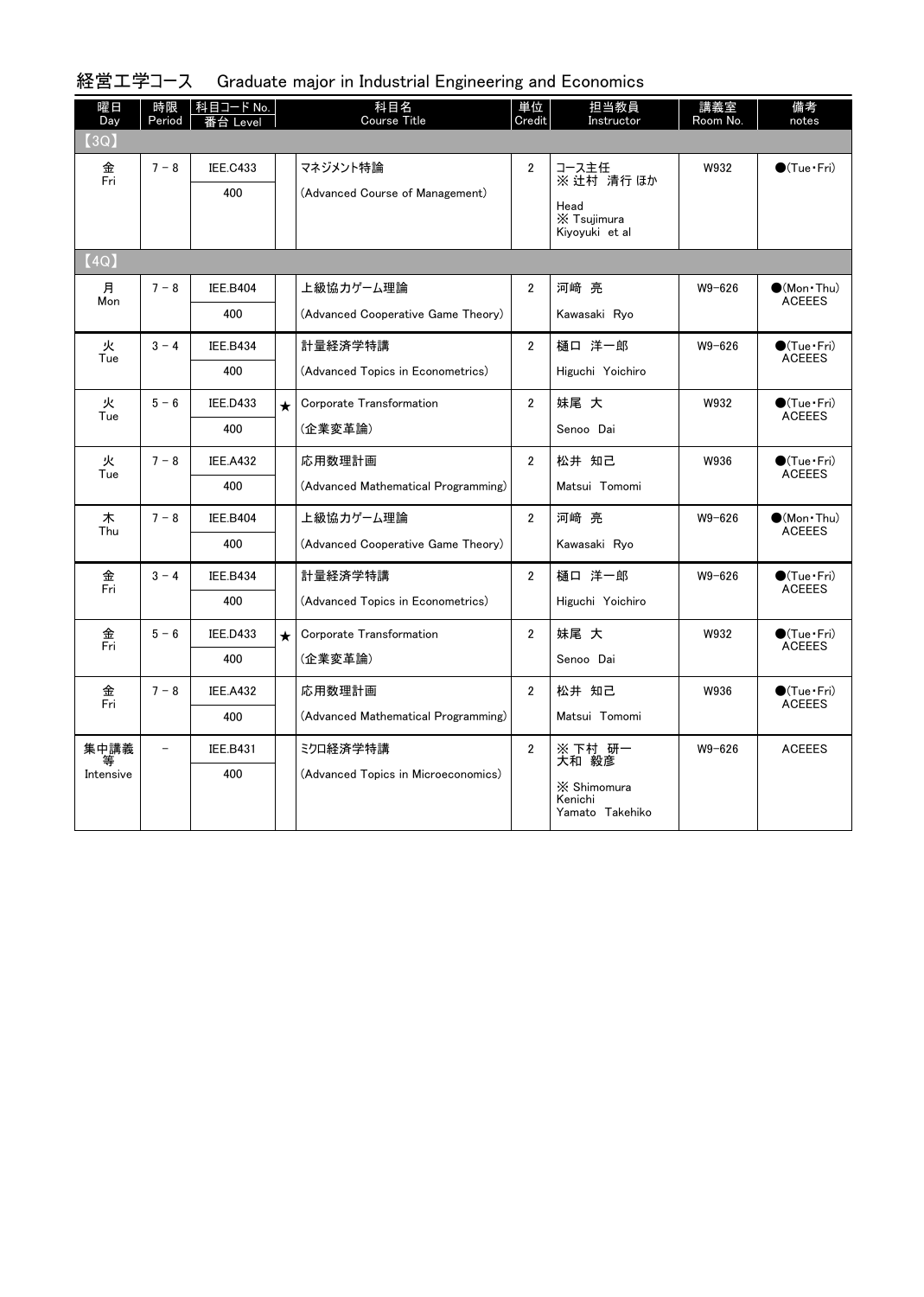## 経営工学コース　Graduate major in Industrial Engineering and Economics

| 曜日 Day | 時限 Period | 科目コード No. 番台 Level | | 科目名 Course Title | 単位 Credit | 担当教員 Instructor | 講義室 Room No. | 備考 notes |
|---|---|---|---|---|---|---|---|---|
| 【3Q】 | | | | | | | | |
| 金 Fri | 7－8 | IEE.C433 400 | | マネジメント特論 (Advanced Course of Management) | 2 | コース主任 ※ 辻村 清行 ほか Head ※ Tsujimura Kiyoyuki et al | W932 | ●(Tue・Fri) |
| 【4Q】 | | | | | | | | |
| 月 Mon | 7－8 | IEE.B404 400 | | 上級協力ゲーム理論 (Advanced Cooperative Game Theory) | 2 | 河崎 亮 Kawasaki Ryo | W9-626 | ●(Mon・Thu) ACEEES |
| 火 Tue | 3－4 | IEE.B434 400 | | 計量経済学特講 (Advanced Topics in Econometrics) | 2 | 樋口 洋一郎 Higuchi Yoichiro | W9-626 | ●(Tue・Fri) ACEEES |
| 火 Tue | 5－6 | IEE.D433 400 | ★ | Corporate Transformation (企業変革論) | 2 | 妹尾 大 Senoo Dai | W932 | ●(Tue・Fri) ACEEES |
| 火 Tue | 7－8 | IEE.A432 400 | | 応用数理計画 (Advanced Mathematical Programming) | 2 | 松井 知己 Matsui Tomomi | W936 | ●(Tue・Fri) ACEEES |
| 木 Thu | 7－8 | IEE.B404 400 | | 上級協力ゲーム理論 (Advanced Cooperative Game Theory) | 2 | 河崎 亮 Kawasaki Ryo | W9-626 | ●(Mon・Thu) ACEEES |
| 金 Fri | 3－4 | IEE.B434 400 | | 計量経済学特講 (Advanced Topics in Econometrics) | 2 | 樋口 洋一郎 Higuchi Yoichiro | W9-626 | ●(Tue・Fri) ACEEES |
| 金 Fri | 5－6 | IEE.D433 400 | ★ | Corporate Transformation (企業変革論) | 2 | 妹尾 大 Senoo Dai | W932 | ●(Tue・Fri) ACEEES |
| 金 Fri | 7－8 | IEE.A432 400 | | 応用数理計画 (Advanced Mathematical Programming) | 2 | 松井 知己 Matsui Tomomi | W936 | ●(Tue・Fri) ACEEES |
| 集中講義等 Intensive | － | IEE.B431 400 | | ミクロ経済学特講 (Advanced Topics in Microeconomics) | 2 | ※ 下村 研一 大和 毅彦 ※ Shimomura Kenichi Yamato Takehiko | W9-626 | ACEEES |